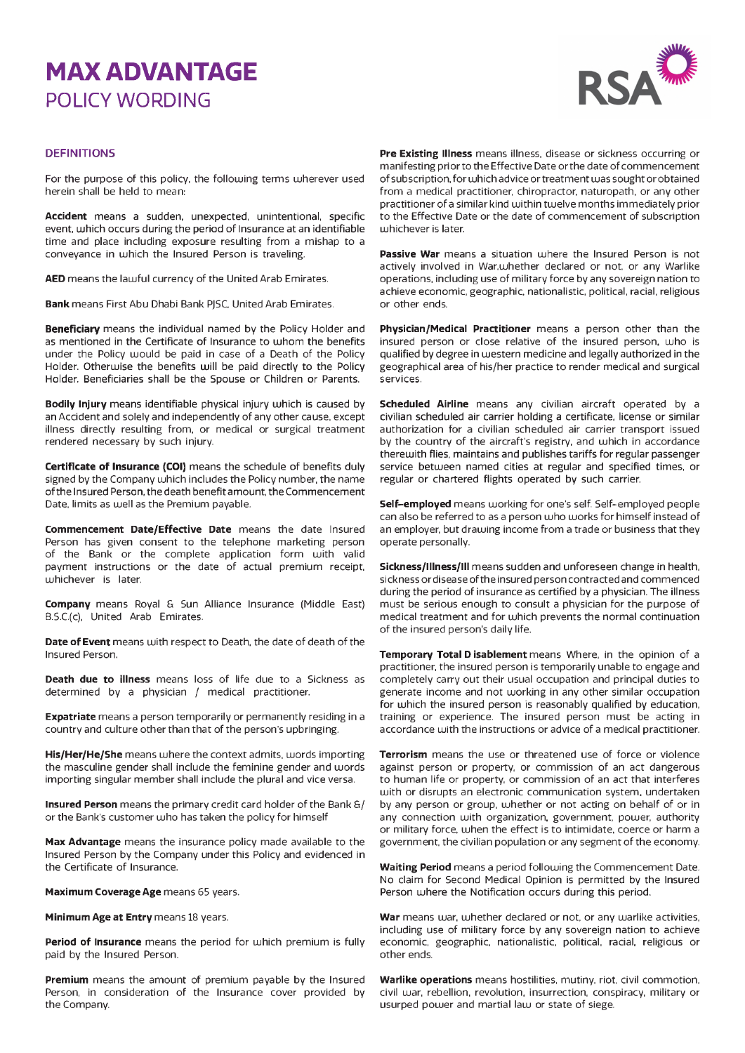# MAX ADVANTAGE

## POLICY WORDING

## DEFINITIONS

For the purpose of this policy, the following terms wherever used herein shall be held to mean:

**Accident** means a sudden, unexpected, unintentional, specific event, which occurs during the period of Insurance at an identifiable time and place including exposure resulting from a mishap to a conveyance in which the Insured Person is traveling.

**AED** means the lawful currency of the United Arab Emirates.

**Bank** means First Abu Dhabi Bank PJSC, United Arab Emirates.

**Beneficiary** means the individual named by the Policy Holder and as mentioned in the Certificate of Insurance to whom the benefits under the Policy would be paid in case of a Death of the Policy Holder. Otherwise the benefits will be paid directly to the Policy Holder. Beneficiaries shall be the Spouse or Children or Parents.

**Bodily Injury** means identifiable physical injury which is caused by an Accident and solely and independently of any other cause, except illness directly resulting from, or medical or surgical treatment rendered necessary by such injury.

**Certificate of Insurance (COI)** means the schedule of benefits duly signed by the Company which includes the Policy number, the name of the Insured Person, the death benefit amount, the Commencement Date, limits as well as the Premium payable.

**Commencement Date/Effective Date** means the date Insured Person has given consent to the telephone marketing person of the Bank or the complete application form with valid payment instructions or the date of actual premium receipt, whichever is later.

**Company** means Royal & Sun Alliance Insurance (Middle East) B.S.C.(c), United Arab Emirates.

**Date of Event** means with respect to Death, the date of death of the Insured Person.

**Death due to illness** means loss of life due to a Sickness as determined by a physician / medical practitioner.

**Expatriate** means a person temporarily or permanently residing in a country and culture other than that of the person's upbringing.

**His/Her/He/She** means where the context admits, words importing the masculine gender shall include the feminine gender and words importing singular member shall include the plural and vice versa.

**Insured Person** means the primary credit card holder of the Bank &/ or the Bank's customer who has taken the policy for himself

**Max Advantage** means the insurance policy made available to the Insured Person by the Company under this Policy and evidenced in the Certificate of Insurance.

**Maximum Coverage Age** means 65 years.

**Minimum Age at Entry** means 18 years.

**Period of Insurance** means the period for which premium is fully paid by the Insured Person.

**Premium** means the amount of premium payable by the Insured Person, in consideration of the Insurance cover provided by the Company.

**Pre Existing Illness** means illness, disease or sickness occurring or manifesting prior to the Effective Date or the date of commencement of subscription, for which advice or treatment was sought or obtained from a medical practitioner, chiropractor, naturopath, or any other practitioner of a similar kind within twelve months immediately prior to the Effective Date or the date of commencement of subscription whichever is later.

**Passive War** means a situation where the Insured Person is not actively involved in War,whether declared or not, or any Warlike operations, including use of military force by any sovereign nation to achieve economic, geographic, nationalistic, political, racial, religious or other ends.

**Physician/Medical Practitioner** means a person other than the insured person or close relative of the insured person, who is qualified by degree in western medicine and legally authorized in the geographical area of his/her practice to render medical and surgical services.

**Scheduled Airline** means any civilian aircraft operated by a civilian scheduled air carrier holding a certificate, license or similar authorization for a civilian scheduled air carrier transport issued by the country of the aircraft's registry, and which in accordance therewith flies, maintains and publishes tariffs for regular passenger service between named cities at regular and specified times, or regular or chartered flights operated by such carrier.

**Self-employed** means working for one's self. Self-employed people can also be referred to as a person who works for himself instead of an employer, but drawing income from a trade or business that they operate personally.

**Sickness/Illness/Ill** means sudden and unforeseen change in health, sickness or disease of the insured person contracted and commenced during the period of insurance as certified by a physician. The illness must be serious enough to consult a physician for the purpose of medical treatment and for which prevents the normal continuation of the insured person's daily life.

**Temporary Total Disablement** means Where, in the opinion of a practitioner, the insured person is temporarily unable to engage and completely carry out their usual occupation and principal duties to generate income and not working in any other similar occupation for which the insured person is reasonably qualified by education, training or experience. The insured person must be acting in accordance with the instructions or advice of a medical practitioner.

**Terrorism** means the use or threatened use of force or violence against person or property, or commission of an act dangerous to human life or property, or commission of an act that interferes with or disrupts an electronic communication system, undertaken by any person or group, whether or not acting on behalf of or in any connection with organization, government, power, authority or military force, when the effect is to intimidate, coerce or harm a government, the civilian population or any segment of the economy.

**Waiting Period** means a period following the Commencement Date. No claim for Second Medical Opinion is permitted by the Insured Person where the Notification occurs during this period.

**War** means war, whether declared or not, or any warlike activities, including use of military force by any sovereign nation to achieve economic, geographic, nationalistic, political, racial, religious or other ends.

**Warlike operations** means hostilities, mutiny, riot, civil commotion, civil war, rebellion, revolution, insurrection, conspiracy, military or usurped power and martial law or state of siege.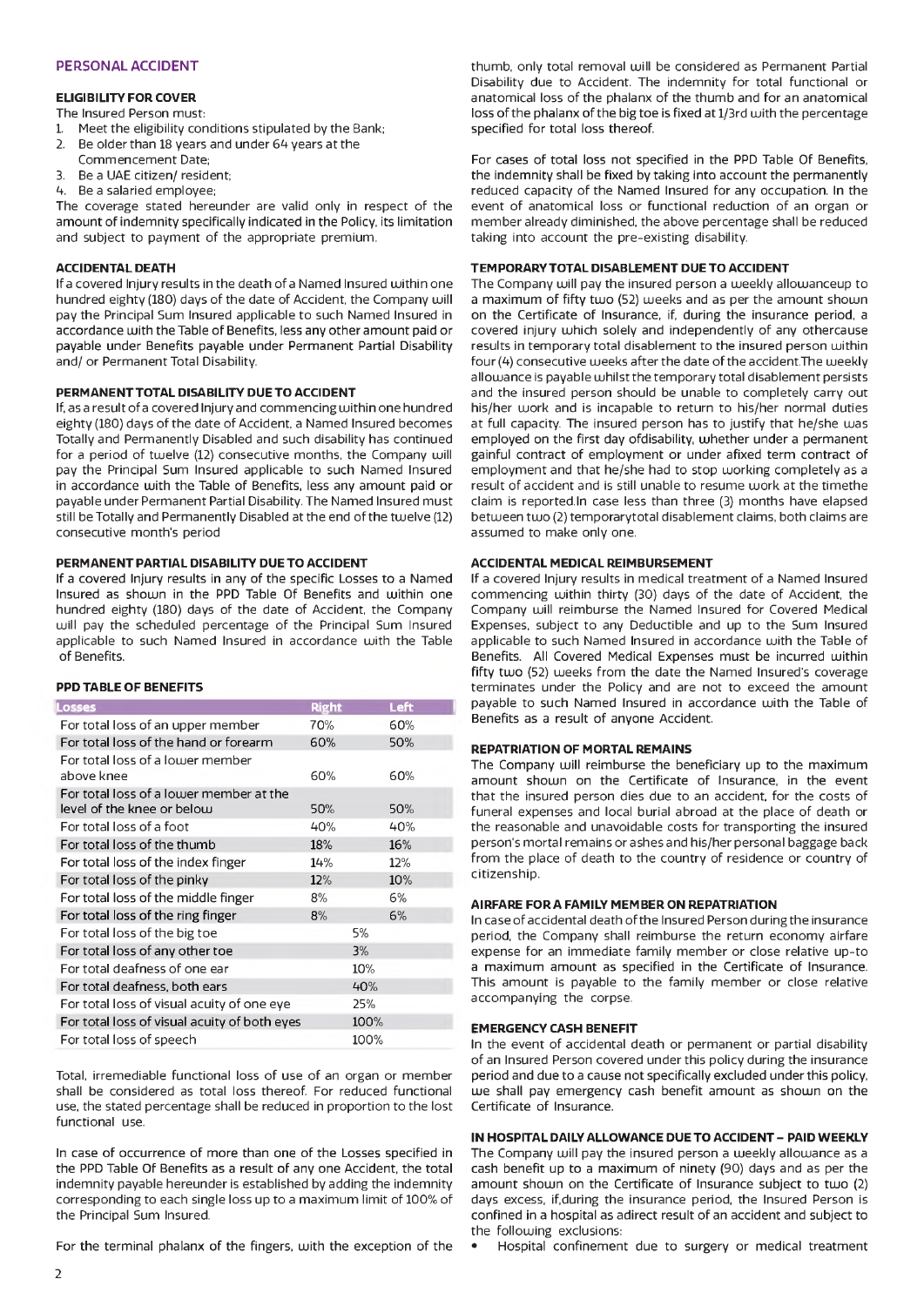## PERSONAL ACCIDENT

### ELIGIBILITY FOR COVER

The Insured Person must:

1. Meet the eligibility conditions stipulated by the Bank;
2. Be older than 18 years and under 64 years at the Commencement Date;
3. Be a UAE citizen/ resident;
4. Be a salaried employee;

The coverage stated hereunder are valid only in respect of the amount of indemnity specifically indicated in the Policy, its limitation and subject to payment of the appropriate premium.

### ACCIDENTAL DEATH

If a covered Injury results in the death of a Named Insured within one hundred eighty (180) days of the date of Accident, the Company will pay the Principal Sum Insured applicable to such Named Insured in accordance with the Table of Benefits, less any other amount paid or payable under Benefits payable under Permanent Partial Disability and/ or Permanent Total Disability.

### PERMANENT TOTAL DISABILITY DUE TO ACCIDENT

If, as a result of a covered Injury and commencing within one hundred eighty (180) days of the date of Accident, a Named Insured becomes Totally and Permanently Disabled and such disability has continued for a period of twelve (12) consecutive months, the Company will pay the Principal Sum Insured applicable to such Named Insured in accordance with the Table of Benefits, less any amount paid or payable under Permanent Partial Disability. The Named Insured must still be Totally and Permanently Disabled at the end of the twelve (12) consecutive month's period

### PERMANENT PARTIAL DISABILITY DUE TO ACCIDENT

If a covered Injury results in any of the specific Losses to a Named Insured as shown in the PPD Table Of Benefits and within one hundred eighty (180) days of the date of Accident, the Company will pay the scheduled percentage of the Principal Sum Insured applicable to such Named Insured in accordance with the Table of Benefits.

### PPD TABLE OF BENEFITS

| Losses | Right | Left |
|---|---|---|
| For total loss of an upper member | 70% | 60% |
| For total loss of the hand or forearm | 60% | 50% |
| For total loss of a lower member above knee | 60% | 60% |
| For total loss of a lower member at the level of the knee or below | 50% | 50% |
| For total loss of a foot | 40% | 40% |
| For total loss of the thumb | 18% | 16% |
| For total loss of the index finger | 14% | 12% |
| For total loss of the pinky | 12% | 10% |
| For total loss of the middle finger | 8% | 6% |
| For total loss of the ring finger | 8% | 6% |
| For total loss of the big toe | 5% | |
| For total loss of any other toe | 3% | |
| For total deafness of one ear | 10% | |
| For total deafness, both ears | 40% | |
| For total loss of visual acuity of one eye | 25% | |
| For total loss of visual acuity of both eyes | 100% | |
| For total loss of speech | 100% | |

Total, irremediable functional loss of use of an organ or member shall be considered as total loss thereof. For reduced functional use, the stated percentage shall be reduced in proportion to the lost functional use.

In case of occurrence of more than one of the Losses specified in the PPD Table Of Benefits as a result of any one Accident, the total indemnity payable hereunder is established by adding the indemnity corresponding to each single loss up to a maximum limit of 100% of the Principal Sum Insured.

For the terminal phalanx of the fingers, with the exception of the thumb, only total removal will be considered as Permanent Partial Disability due to Accident. The indemnity for total functional or anatomical loss of the phalanx of the thumb and for an anatomical loss of the phalanx of the big toe is fixed at 1/3rd with the percentage specified for total loss thereof.

For cases of total loss not specified in the PPD Table Of Benefits, the indemnity shall be fixed by taking into account the permanently reduced capacity of the Named Insured for any occupation. In the event of anatomical loss or functional reduction of an organ or member already diminished, the above percentage shall be reduced taking into account the pre-existing disability.

### TEMPORARY TOTAL DISABLEMENT DUE TO ACCIDENT

The Company will pay the insured person a weekly allowanceup to a maximum of fifty two (52) weeks and as per the amount shown on the Certificate of Insurance, if, during the insurance period, a covered injury which solely and independently of any othercause results in temporary total disablement to the insured person within four (4) consecutive weeks after the date of the accident.The weekly allowance is payable whilst the temporary total disablement persists and the insured person should be unable to completely carry out his/her work and is incapable to return to his/her normal duties at full capacity. The insured person has to justify that he/she was employed on the first day ofdisability, whether under a permanent gainful contract of employment or under afixed term contract of employment and that he/she had to stop working completely as a result of accident and is still unable to resume work at the timethe claim is reported.In case less than three (3) months have elapsed between two (2) temporarytotal disablement claims, both claims are assumed to make only one.

### ACCIDENTAL MEDICAL REIMBURSEMENT

If a covered Injury results in medical treatment of a Named Insured commencing within thirty (30) days of the date of Accident, the Company will reimburse the Named Insured for Covered Medical Expenses, subject to any Deductible and up to the Sum Insured applicable to such Named Insured in accordance with the Table of Benefits. All Covered Medical Expenses must be incurred within fifty two (52) weeks from the date the Named Insured's coverage terminates under the Policy and are not to exceed the amount payable to such Named Insured in accordance with the Table of Benefits as a result of anyone Accident.

### REPATRIATION OF MORTAL REMAINS

The Company will reimburse the beneficiary up to the maximum amount shown on the Certificate of Insurance, in the event that the insured person dies due to an accident, for the costs of funeral expenses and local burial abroad at the place of death or the reasonable and unavoidable costs for transporting the insured person's mortal remains or ashes and his/her personal baggage back from the place of death to the country of residence or country of citizenship.

### AIRFARE FOR A FAMILY MEMBER ON REPATRIATION

In case of accidental death of the Insured Person during the insurance period, the Company shall reimburse the return economy airfare expense for an immediate family member or close relative up-to a maximum amount as specified in the Certificate of Insurance. This amount is payable to the family member or close relative accompanying the corpse.

### EMERGENCY CASH BENEFIT

In the event of accidental death or permanent or partial disability of an Insured Person covered under this policy during the insurance period and due to a cause not specifically excluded under this policy, we shall pay emergency cash benefit amount as shown on the Certificate of Insurance.

### IN HOSPITAL DAILY ALLOWANCE DUE TO ACCIDENT – PAID WEEKLY

The Company will pay the insured person a weekly allowance as a cash benefit up to a maximum of ninety (90) days and as per the amount shown on the Certificate of Insurance subject to two (2) days excess, if,during the insurance period, the Insured Person is confined in a hospital as adirect result of an accident and subject to the following exclusions:

- Hospital confinement due to surgery or medical treatment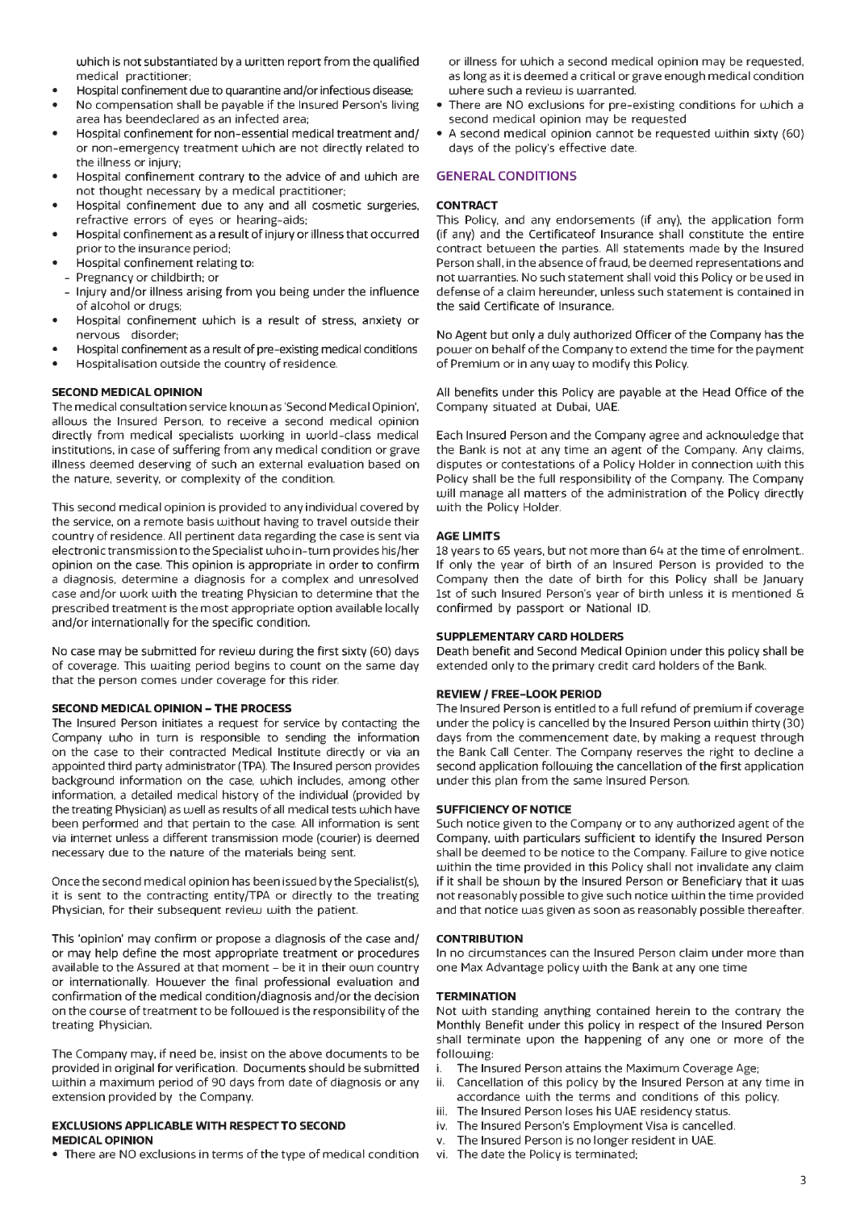which is not substantiated by a written report from the qualified medical practitioner;

- Hospital confinement due to quarantine and/or infectious disease;
- No compensation shall be payable if the Insured Person's living area has beendeclared as an infected area;
- Hospital confinement for non-essential medical treatment and/ or non-emergency treatment which are not directly related to the illness or injury;
- Hospital confinement contrary to the advice of and which are not thought necessary by a medical practitioner;
- Hospital confinement due to any and all cosmetic surgeries, refractive errors of eyes or hearing-aids;
- Hospital confinement as a result of injury or illness that occurred prior to the insurance period;
- Hospital confinement relating to:
  - Pregnancy or childbirth; or
  - Injury and/or illness arising from you being under the influence of alcohol or drugs;
- Hospital confinement which is a result of stress, anxiety or nervous disorder;
- Hospital confinement as a result of pre-existing medical conditions
- Hospitalisation outside the country of residence.

### SECOND MEDICAL OPINION

The medical consultation service known as 'Second Medical Opinion', allows the Insured Person, to receive a second medical opinion directly from medical specialists working in world-class medical institutions, in case of suffering from any medical condition or grave illness deemed deserving of such an external evaluation based on the nature, severity, or complexity of the condition.

This second medical opinion is provided to any individual covered by the service, on a remote basis without having to travel outside their country of residence. All pertinent data regarding the case is sent via electronic transmission to the Specialist who in-turn provides his/her opinion on the case. This opinion is appropriate in order to confirm a diagnosis, determine a diagnosis for a complex and unresolved case and/or work with the treating Physician to determine that the prescribed treatment is the most appropriate option available locally and/or internationally for the specific condition.

No case may be submitted for review during the first sixty (60) days of coverage. This waiting period begins to count on the same day that the person comes under coverage for this rider.

### SECOND MEDICAL OPINION – THE PROCESS

The Insured Person initiates a request for service by contacting the Company who in turn is responsible to sending the information on the case to their contracted Medical Institute directly or via an appointed third party administrator (TPA). The Insured person provides background information on the case, which includes, among other information, a detailed medical history of the individual (provided by the treating Physician) as well as results of all medical tests which have been performed and that pertain to the case. All information is sent via internet unless a different transmission mode (courier) is deemed necessary due to the nature of the materials being sent.

Once the second medical opinion has been issued by the Specialist(s), it is sent to the contracting entity/TPA or directly to the treating Physician, for their subsequent review with the patient.

This 'opinion' may confirm or propose a diagnosis of the case and/ or may help define the most appropriate treatment or procedures available to the Assured at that moment – be it in their own country or internationally. However the final professional evaluation and confirmation of the medical condition/diagnosis and/or the decision on the course of treatment to be followed is the responsibility of the treating Physician.

The Company may, if need be, insist on the above documents to be provided in original for verification. Documents should be submitted within a maximum period of 90 days from date of diagnosis or any extension provided by the Company.

### EXCLUSIONS APPLICABLE WITH RESPECT TO SECOND MEDICAL OPINION

- There are NO exclusions in terms of the type of medical condition or illness for which a second medical opinion may be requested, as long as it is deemed a critical or grave enough medical condition where such a review is warranted.
- There are NO exclusions for pre-existing conditions for which a second medical opinion may be requested
- A second medical opinion cannot be requested within sixty (60) days of the policy's effective date.

## GENERAL CONDITIONS

### CONTRACT

This Policy, and any endorsements (if any), the application form (if any) and the Certificateof Insurance shall constitute the entire contract between the parties. All statements made by the Insured Person shall, in the absence of fraud, be deemed representations and not warranties. No such statement shall void this Policy or be used in defense of a claim hereunder, unless such statement is contained in the said Certificate of Insurance.

No Agent but only a duly authorized Officer of the Company has the power on behalf of the Company to extend the time for the payment of Premium or in any way to modify this Policy.

All benefits under this Policy are payable at the Head Office of the Company situated at Dubai, UAE.

Each Insured Person and the Company agree and acknowledge that the Bank is not at any time an agent of the Company. Any claims, disputes or contestations of a Policy Holder in connection with this Policy shall be the full responsibility of the Company. The Company will manage all matters of the administration of the Policy directly with the Policy Holder.

### AGE LIMITS

18 years to 65 years, but not more than 64 at the time of enrolment.. If only the year of birth of an Insured Person is provided to the Company then the date of birth for this Policy shall be January 1st of such Insured Person's year of birth unless it is mentioned & confirmed by passport or National ID.

### SUPPLEMENTARY CARD HOLDERS

Death benefit and Second Medical Opinion under this policy shall be extended only to the primary credit card holders of the Bank.

### REVIEW / FREE-LOOK PERIOD

The Insured Person is entitled to a full refund of premium if coverage under the policy is cancelled by the Insured Person within thirty (30) days from the commencement date, by making a request through the Bank Call Center. The Company reserves the right to decline a second application following the cancellation of the first application under this plan from the same Insured Person.

### SUFFICIENCY OF NOTICE

Such notice given to the Company or to any authorized agent of the Company, with particulars sufficient to identify the Insured Person shall be deemed to be notice to the Company. Failure to give notice within the time provided in this Policy shall not invalidate any claim if it shall be shown by the Insured Person or Beneficiary that it was not reasonably possible to give such notice within the time provided and that notice was given as soon as reasonably possible thereafter.

### CONTRIBUTION

In no circumstances can the Insured Person claim under more than one Max Advantage policy with the Bank at any one time

### TERMINATION

Not with standing anything contained herein to the contrary the Monthly Benefit under this policy in respect of the Insured Person shall terminate upon the happening of any one or more of the following:

i. The Insured Person attains the Maximum Coverage Age;
ii. Cancellation of this policy by the Insured Person at any time in accordance with the terms and conditions of this policy.
iii. The Insured Person loses his UAE residency status.
iv. The Insured Person's Employment Visa is cancelled.
v. The Insured Person is no longer resident in UAE.
vi. The date the Policy is terminated;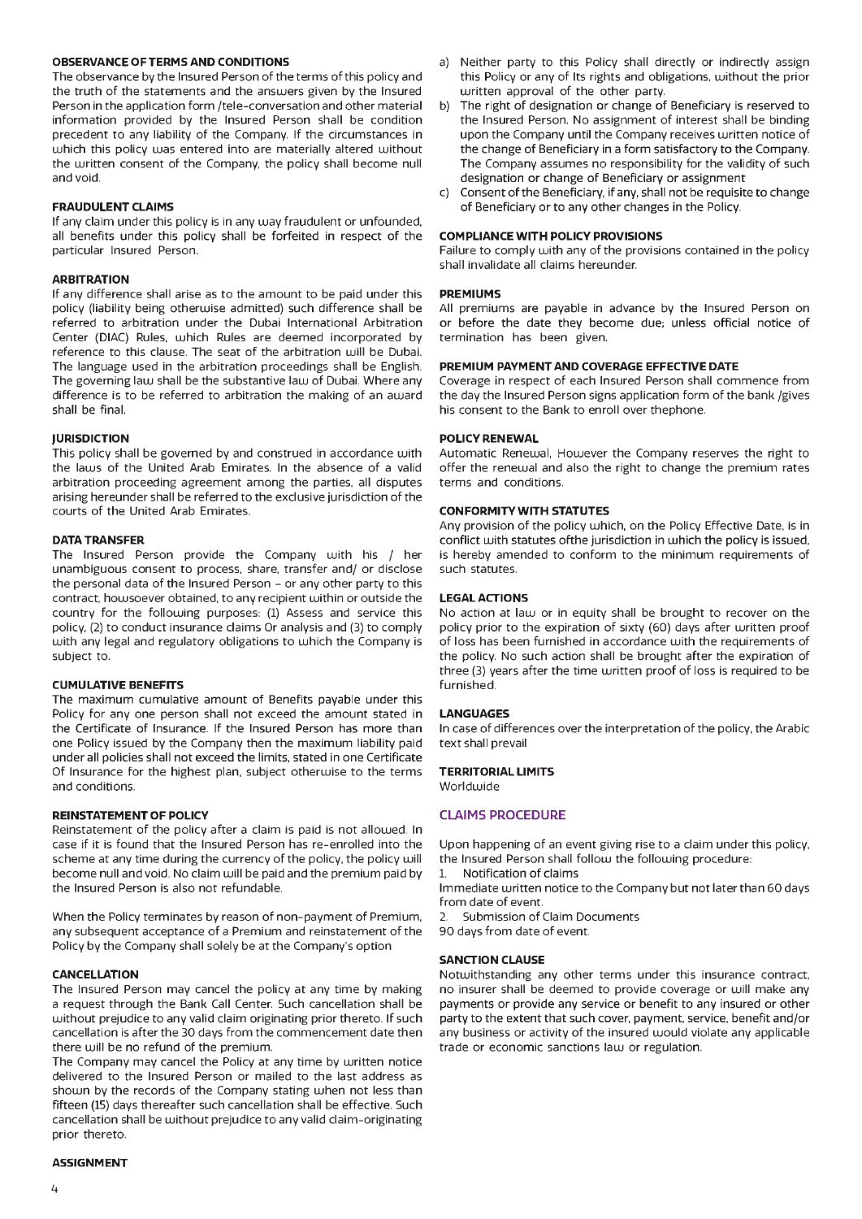### OBSERVANCE OF TERMS AND CONDITIONS

The observance by the Insured Person of the terms of this policy and the truth of the statements and the answers given by the Insured Person in the application form /tele-conversation and other material information provided by the Insured Person shall be condition precedent to any liability of the Company. If the circumstances in which this policy was entered into are materially altered without the written consent of the Company, the policy shall become null and void.

### FRAUDULENT CLAIMS

If any claim under this policy is in any way fraudulent or unfounded, all benefits under this policy shall be forfeited in respect of the particular Insured Person.

### ARBITRATION

If any difference shall arise as to the amount to be paid under this policy (liability being otherwise admitted) such difference shall be referred to arbitration under the Dubai International Arbitration Center (DIAC) Rules, which Rules are deemed incorporated by reference to this clause. The seat of the arbitration will be Dubai. The language used in the arbitration proceedings shall be English. The governing law shall be the substantive law of Dubai. Where any difference is to be referred to arbitration the making of an award shall be final.

### JURISDICTION

This policy shall be governed by and construed in accordance with the laws of the United Arab Emirates. In the absence of a valid arbitration proceeding agreement among the parties, all disputes arising hereunder shall be referred to the exclusive jurisdiction of the courts of the United Arab Emirates.

### DATA TRANSFER

The Insured Person provide the Company with his / her unambiguous consent to process, share, transfer and/ or disclose the personal data of the Insured Person – or any other party to this contract, howsoever obtained, to any recipient within or outside the country for the following purposes: (1) Assess and service this policy, (2) to conduct insurance claims Or analysis and (3) to comply with any legal and regulatory obligations to which the Company is subject to.

### CUMULATIVE BENEFITS

The maximum cumulative amount of Benefits payable under this Policy for any one person shall not exceed the amount stated in the Certificate of Insurance. If the Insured Person has more than one Policy issued by the Company then the maximum liability paid under all policies shall not exceed the limits, stated in one Certificate Of Insurance for the highest plan, subject otherwise to the terms and conditions.

### REINSTATEMENT OF POLICY

Reinstatement of the policy after a claim is paid is not allowed. In case if it is found that the Insured Person has re-enrolled into the scheme at any time during the currency of the policy, the policy will become null and void. No claim will be paid and the premium paid by the Insured Person is also not refundable.

When the Policy terminates by reason of non-payment of Premium, any subsequent acceptance of a Premium and reinstatement of the Policy by the Company shall solely be at the Company's option

### CANCELLATION

The Insured Person may cancel the policy at any time by making a request through the Bank Call Center. Such cancellation shall be without prejudice to any valid claim originating prior thereto. If such cancellation is after the 30 days from the commencement date then there will be no refund of the premium.

The Company may cancel the Policy at any time by written notice delivered to the Insured Person or mailed to the last address as shown by the records of the Company stating when not less than fifteen (15) days thereafter such cancellation shall be effective. Such cancellation shall be without prejudice to any valid claim-originating prior thereto.

### ASSIGNMENT

a) Neither party to this Policy shall directly or indirectly assign this Policy or any of Its rights and obligations, without the prior written approval of the other party.
b) The right of designation or change of Beneficiary is reserved to the Insured Person. No assignment of interest shall be binding upon the Company until the Company receives written notice of the change of Beneficiary in a form satisfactory to the Company. The Company assumes no responsibility for the validity of such designation or change of Beneficiary or assignment
c) Consent of the Beneficiary, if any, shall not be requisite to change of Beneficiary or to any other changes in the Policy.

### COMPLIANCE WITH POLICY PROVISIONS

Failure to comply with any of the provisions contained in the policy shall invalidate all claims hereunder.

### PREMIUMS

All premiums are payable in advance by the Insured Person on or before the date they become due; unless official notice of termination has been given.

### PREMIUM PAYMENT AND COVERAGE EFFECTIVE DATE

Coverage in respect of each Insured Person shall commence from the day the Insured Person signs application form of the bank /gives his consent to the Bank to enroll over thephone.

### POLICY RENEWAL

Automatic Renewal, However the Company reserves the right to offer the renewal and also the right to change the premium rates terms and conditions.

### CONFORMITY WITH STATUTES

Any provision of the policy which, on the Policy Effective Date, is in conflict with statutes ofthe jurisdiction in which the policy is issued, is hereby amended to conform to the minimum requirements of such statutes.

### LEGAL ACTIONS

No action at law or in equity shall be brought to recover on the policy prior to the expiration of sixty (60) days after written proof of loss has been furnished in accordance with the requirements of the policy. No such action shall be brought after the expiration of three (3) years after the time written proof of loss is required to be furnished.

### LANGUAGES

In case of differences over the interpretation of the policy, the Arabic text shall prevail

### TERRITORIAL LIMITS

Worldwide

## CLAIMS PROCEDURE

Upon happening of an event giving rise to a claim under this policy, the Insured Person shall follow the following procedure:

1. Notification of claims

Immediate written notice to the Company but not later than 60 days from date of event.

2. Submission of Claim Documents

90 days from date of event.

### SANCTION CLAUSE

Notwithstanding any other terms under this insurance contract, no insurer shall be deemed to provide coverage or will make any payments or provide any service or benefit to any insured or other party to the extent that such cover, payment, service, benefit and/or any business or activity of the insured would violate any applicable trade or economic sanctions law or regulation.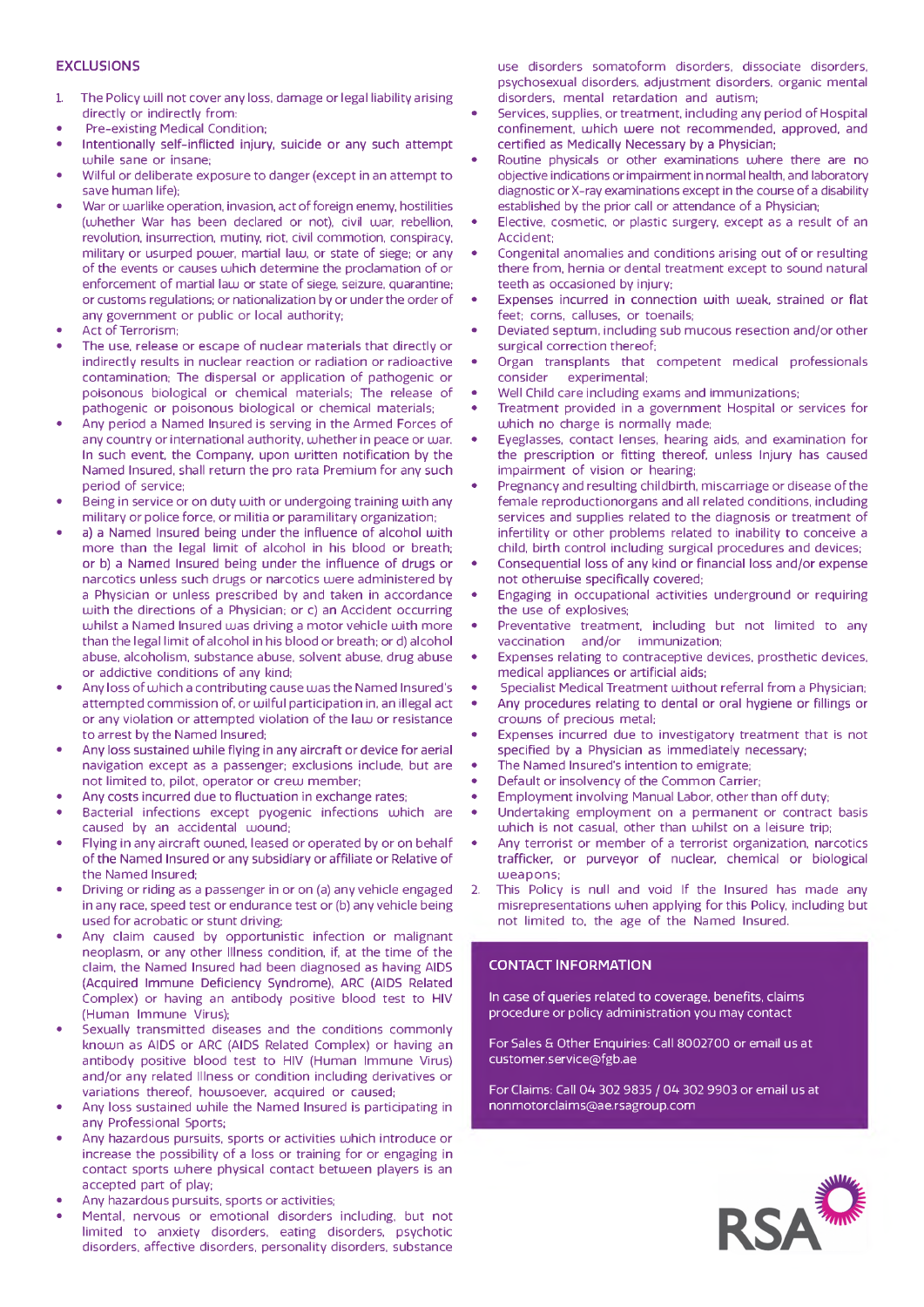## EXCLUSIONS

1. The Policy will not cover any loss, damage or legal liability arising directly or indirectly from:

- Pre-existing Medical Condition;
- Intentionally self-inflicted injury, suicide or any such attempt while sane or insane;
- Wilful or deliberate exposure to danger (except in an attempt to save human life);
- War or warlike operation, invasion, act of foreign enemy, hostilities (whether War has been declared or not), civil war, rebellion, revolution, insurrection, mutiny, riot, civil commotion, conspiracy, military or usurped power, martial law, or state of siege; or any of the events or causes which determine the proclamation of or enforcement of martial law or state of siege, seizure, quarantine; or customs regulations; or nationalization by or under the order of any government or public or local authority;
- Act of Terrorism;
- The use, release or escape of nuclear materials that directly or indirectly results in nuclear reaction or radiation or radioactive contamination; The dispersal or application of pathogenic or poisonous biological or chemical materials; The release of pathogenic or poisonous biological or chemical materials;
- Any period a Named Insured is serving in the Armed Forces of any country or international authority, whether in peace or war. In such event, the Company, upon written notification by the Named Insured, shall return the pro rata Premium for any such period of service;
- Being in service or on duty with or undergoing training with any military or police force, or militia or paramilitary organization;
- a) a Named Insured being under the influence of alcohol with more than the legal limit of alcohol in his blood or breath; or b) a Named Insured being under the influence of drugs or narcotics unless such drugs or narcotics were administered by a Physician or unless prescribed by and taken in accordance with the directions of a Physician; or c) an Accident occurring whilst a Named Insured was driving a motor vehicle with more than the legal limit of alcohol in his blood or breath; or d) alcohol abuse, alcoholism, substance abuse, solvent abuse, drug abuse or addictive conditions of any kind;
- Any loss of which a contributing cause was the Named Insured's attempted commission of, or wilful participation in, an illegal act or any violation or attempted violation of the law or resistance to arrest by the Named Insured;
- Any loss sustained while flying in any aircraft or device for aerial navigation except as a passenger; exclusions include, but are not limited to, pilot, operator or crew member;
- Any costs incurred due to fluctuation in exchange rates;
- Bacterial infections except pyogenic infections which are caused by an accidental wound;
- Flying in any aircraft owned, leased or operated by or on behalf of the Named Insured or any subsidiary or affiliate or Relative of the Named Insured;
- Driving or riding as a passenger in or on (a) any vehicle engaged in any race, speed test or endurance test or (b) any vehicle being used for acrobatic or stunt driving;
- Any claim caused by opportunistic infection or malignant neoplasm, or any other Illness condition, if, at the time of the claim, the Named Insured had been diagnosed as having AIDS (Acquired Immune Deficiency Syndrome), ARC (AIDS Related Complex) or having an antibody positive blood test to HIV (Human Immune Virus);
- Sexually transmitted diseases and the conditions commonly known as AIDS or ARC (AIDS Related Complex) or having an antibody positive blood test to HIV (Human Immune Virus) and/or any related Illness or condition including derivatives or variations thereof, howsoever, acquired or caused;
- Any loss sustained while the Named Insured is participating in any Professional Sports;
- Any hazardous pursuits, sports or activities which introduce or increase the possibility of a loss or training for or engaging in contact sports where physical contact between players is an accepted part of play;
- Any hazardous pursuits, sports or activities;
- Mental, nervous or emotional disorders including, but not limited to anxiety disorders, eating disorders, psychotic disorders, affective disorders, personality disorders, substance use disorders somatoform disorders, dissociate disorders, psychosexual disorders, adjustment disorders, organic mental disorders, mental retardation and autism;
- Services, supplies, or treatment, including any period of Hospital confinement, which were not recommended, approved, and certified as Medically Necessary by a Physician;
- Routine physicals or other examinations where there are no objective indications or impairment in normal health, and laboratory diagnostic or X-ray examinations except in the course of a disability established by the prior call or attendance of a Physician;
- Elective, cosmetic, or plastic surgery, except as a result of an Accident;
- Congenital anomalies and conditions arising out of or resulting there from, hernia or dental treatment except to sound natural teeth as occasioned by injury;
- Expenses incurred in connection with weak, strained or flat feet; corns, calluses, or toenails;
- Deviated septum, including sub mucous resection and/or other surgical correction thereof;
- Organ transplants that competent medical professionals consider experimental;
- Well Child care including exams and immunizations;
- Treatment provided in a government Hospital or services for which no charge is normally made;
- Eyeglasses, contact lenses, hearing aids, and examination for the prescription or fitting thereof, unless Injury has caused impairment of vision or hearing;
- Pregnancy and resulting childbirth, miscarriage or disease of the female reproductionorgans and all related conditions, including services and supplies related to the diagnosis or treatment of infertility or other problems related to inability to conceive a child, birth control including surgical procedures and devices;
- Consequential loss of any kind or financial loss and/or expense not otherwise specifically covered;
- Engaging in occupational activities underground or requiring the use of explosives;
- Preventative treatment, including but not limited to any vaccination and/or immunization;
- Expenses relating to contraceptive devices, prosthetic devices, medical appliances or artificial aids;
- Specialist Medical Treatment without referral from a Physician;
- Any procedures relating to dental or oral hygiene or fillings or crowns of precious metal;
- Expenses incurred due to investigatory treatment that is not specified by a Physician as immediately necessary;
- The Named Insured's intention to emigrate;
- Default or insolvency of the Common Carrier;
- Employment involving Manual Labor, other than off duty;
- Undertaking employment on a permanent or contract basis which is not casual, other than whilst on a leisure trip;
- Any terrorist or member of a terrorist organization, narcotics trafficker, or purveyor of nuclear, chemical or biological weapons;

2. This Policy is null and void if the Insured has made any misrepresentations when applying for this Policy, including but not limited to, the age of the Named Insured.

## CONTACT INFORMATION

In case of queries related to coverage, benefits, claims procedure or policy administration you may contact

For Sales & Other Enquiries: Call 8002700 or email us at customer.service@fgb.ae

For Claims: Call 04 302 9835 / 04 302 9903 or email us at nonmotorclaims@ae.rsagroup.com

RSA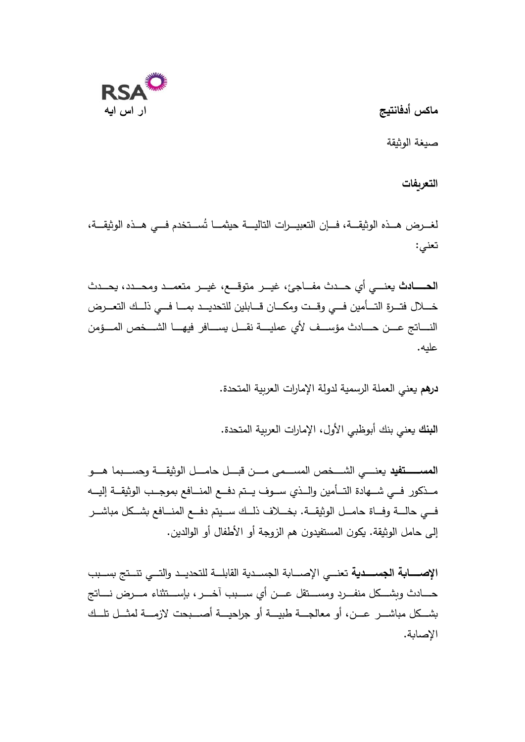ماكس أدفانتيج

ار اس ايه

صيغة الوثيقة

**التعريفات**

لغرض هذه الوثيقة، فإن التعبيرات التالية حيثما تُستخدم في هذه الوثيقة، تعني:

**الحادث** يعني أي حدث مفاجئ، غير متوقع، غير متعمد ومحدد، يحدث خلال فترة التأمين في وقت ومكان قابلين للتحديد بما في ذلك التعرض الناتج عن حادث مؤسف لأي عملية نقل يسافر فيها الشخص المؤمن عليه.

**درهم** يعني العملة الرسمية لدولة الإمارات العربية المتحدة.

**البنك** يعني بنك أبوظبي الأول، الإمارات العربية المتحدة.

**المستفيد** يعني الشخص المسمى من قبل حامل الوثيقة وحسبما هو مذكور في شهادة التأمين والذي سوف يتم دفع المنافع بموجب الوثيقة إليه في حالة وفاة حامل الوثيقة. بخلاف ذلك سيتم دفع المنافع بشكل مباشر إلى حامل الوثيقة. يكون المستفيدون هم الزوجة أو الأطفال أو الوالدين.

**الإصابة الجسدية** تعني الإصابة الجسدية القابلة للتحديد والتي تنتج بسبب حادث وبشكل منفرد ومستقل عن أي سبب آخر، بإستثناء مرض ناتج بشكل مباشر عن، أو معالجة طبية أو جراحية أصبحت لازمة لمثل تلك الإصابة.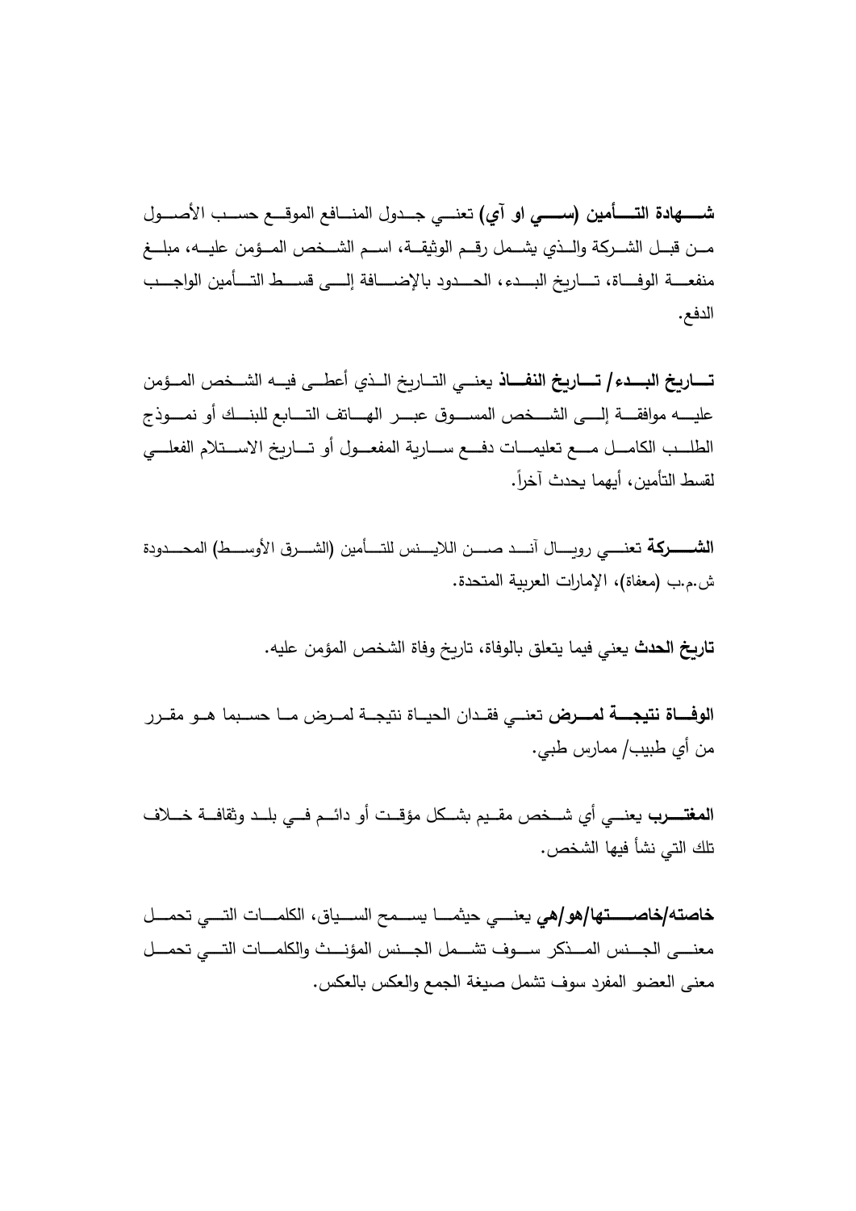**شهادة التأمين (سي او آي)** تعني جدول المنافع الموقع حسب الأصول من قبل الشركة والذي يشمل رقم الوثيقة، اسم الشخص المؤمن عليه، مبلغ منفعة الوفاة، تاريخ البدء، الحدود بالإضافة إلى قسط التأمين الواجب الدفع.

**تاريخ البدء/ تاريخ النفاذ** يعني التاريخ الذي أعطى فيه الشخص المؤمن عليه موافقة إلى الشخص المسوق عبر الهاتف التابع للبنك أو نموذج الطلب الكامل مع تعليمات دفع سارية المفعول أو تاريخ الاستلام الفعلي لقسط التأمين، أيهما يحدث آخراً.

**الشركة** تعني رويال آند صن اللايـنس للتأمين (الشرق الأوسط) المحدودة ش.م.ب (معفاة)، الإمارات العربية المتحدة.

**تاريخ الحدث** يعني فيما يتعلق بالوفاة، تاريخ وفاة الشخص المؤمن عليه.

**الوفاة نتيجة لمرض** تعني فقدان الحياة نتيجة لمرض ما حسبما هو مقرر من أي طبيب/ ممارس طبي.

**المغترب** يعني أي شخص مقيم بشكل مؤقت أو دائم في بلد وثقافة خلاف تلك التي نشأ فيها الشخص.

**خاصته/خاصتها/هو/هي** يعني حيثما يسمح السياق، الكلمات التي تحمل معنى الجنس المذكر سوف تشمل الجنس المؤنث والكلمات التي تحمل معنى العضو المفرد سوف تشمل صيغة الجمع والعكس بالعكس.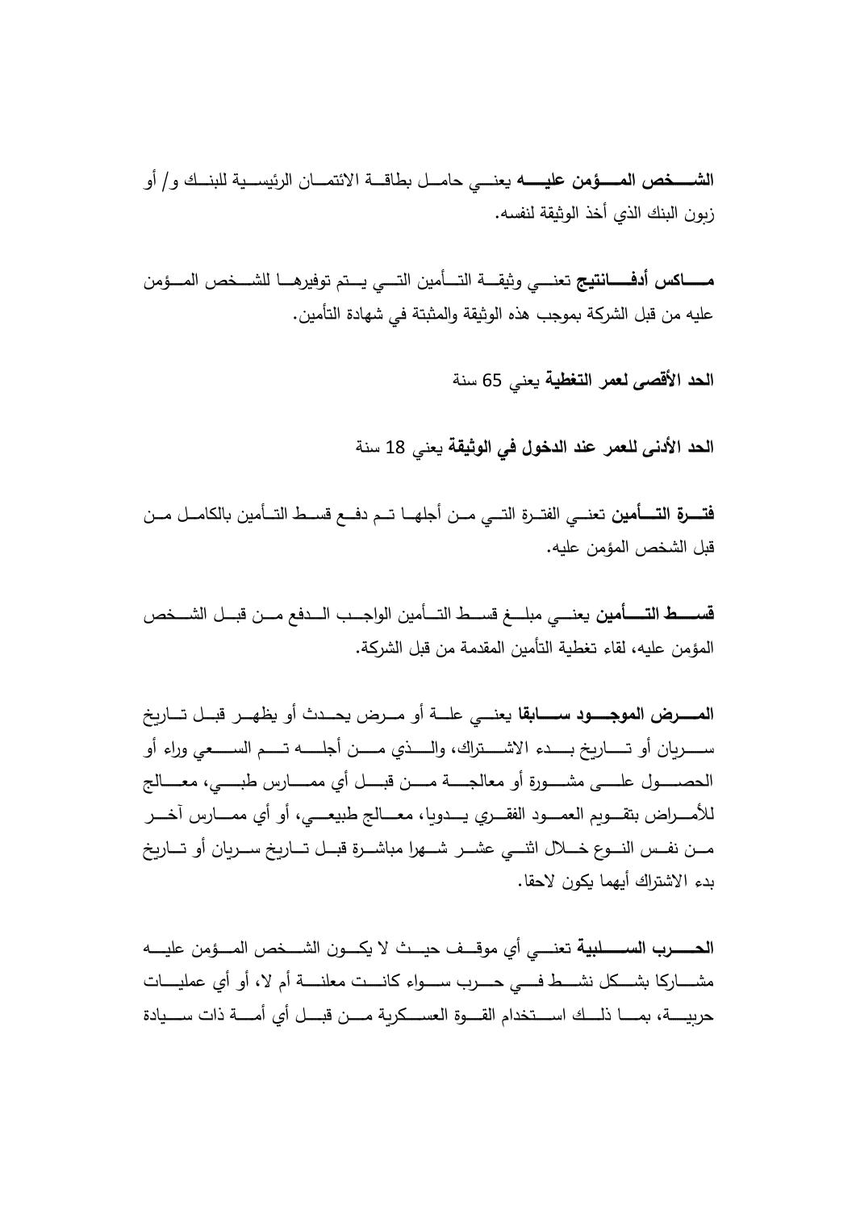**الشخص المؤمن عليه** يعني حامل بطاقة الائتمان الرئيسية للبنك و/ أو زبون البنك الذي أخذ الوثيقة لنفسه.

**ماكس أدفانتيج** تعني وثيقة التأمين التي يتم توفيرها للشخص المؤمن عليه من قبل الشركة بموجب هذه الوثيقة والمثبتة في شهادة التأمين.

**الحد الأقصى لعمر التغطية** يعني 65 سنة

**الحد الأدنى للعمر عند الدخول في الوثيقة** يعني 18 سنة

**فترة التأمين** تعني الفترة التي من أجلها تم دفع قسط التأمين بالكامل من قبل الشخص المؤمن عليه.

**قسط التأمين** يعني مبلغ قسط التأمين الواجب الدفع من قبل الشخص المؤمن عليه، لقاء تغطية التأمين المقدمة من قبل الشركة.

**المرض الموجود سابقا** يعني علة أو مرض يحدث أو يظهر قبل تاريخ سريان أو تاريخ بدء الاشتراك، والذي من أجله تم السعي وراء أو الحصول على مشورة أو معالجة من قبل أي ممارس طبي، معالج للأمراض بتقويم العمود الفقري يدويا، معالج طبيعي، أو أي ممارس آخر من نفس النوع خلال اثني عشر شهرا مباشرة قبل تاريخ سريان أو تاريخ بدء الاشتراك أيهما يكون لاحقا.

**الحرب السلبية** تعني أي موقف حيث لا يكون الشخص المؤمن عليه مشاركا بشكل نشط في حرب سواء كانت معلنة أم لا، أو أي عمليات حربية، بما ذلك استخدام القوة العسكرية من قبل أي أمة ذات سيادة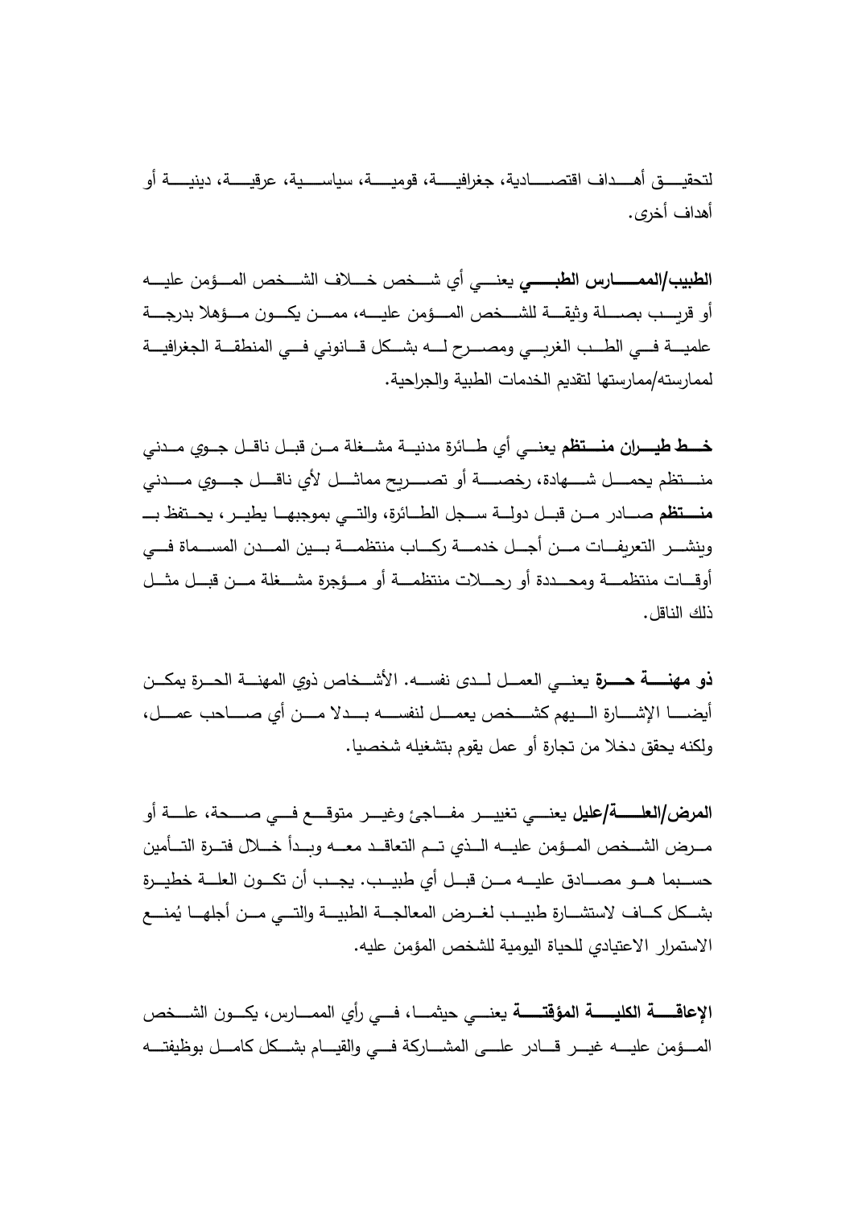لتحقيق أهداف اقتصادية، جغرافية، قومية، سياسية، عرقية، دينية أو أهداف أخرى.

**الطبيب/الممارس الطبي** يعني أي شخص خلاف الشخص المؤمن عليه أو قريب بصلة وثيقة للشخص المؤمن عليه، ممن يكون مؤهلا بدرجة علمية في الطب الغربي ومصرح له بشكل قانوني في المنطقة الجغرافية لممارسته/ممارستها لتقديم الخدمات الطبية والجراحية.

**خط طيران منتظم** يعني أي طائرة مدنية مشغلة من قبل ناقل جوي مدني منتظم يحمل شهادة، رخصة أو تصريح مماثل لأي ناقل جوي مدني **منتظم** صادر من قبل دولة سجل الطائرة، والتي بموجبها يطير، يحتفظ بـ وينشر التعريفات من أجل خدمة ركاب منتظمة بين المدن المسماة في أوقات منتظمة ومحددة أو رحلات منتظمة أو مؤجرة مشغلة من قبل مثل ذلك الناقل.

**ذو مهنة حرة** يعني العمل لدى نفسه. الأشخاص ذوي المهنة الحرة يمكن أيضا الإشارة اليهم كشخص يعمل لنفسه بدلا من أي صاحب عمل، ولكنه يحقق دخلا من تجارة أو عمل يقوم بتشغيله شخصيا.

**المرض/العلة/عليل** يعني تغيير مفاجئ وغير متوقع في صحة، علة أو مرض الشخص المؤمن عليه الذي تم التعاقد معه وبدأ خلال فترة التأمين حسبما هو مصادق عليه من قبل أي طبيب. يجب أن تكون العلة خطيرة بشكل كاف لاستشارة طبيب لغرض المعالجة الطبية والتي من أجلها يُمنع الاستمرار الاعتيادي للحياة اليومية للشخص المؤمن عليه.

**الإعاقة الكلية المؤقتة** يعني حيثما، في رأي الممارس، يكون الشخص المؤمن عليه غير قادر على المشاركة في والقيام بشكل كامل بوظيفته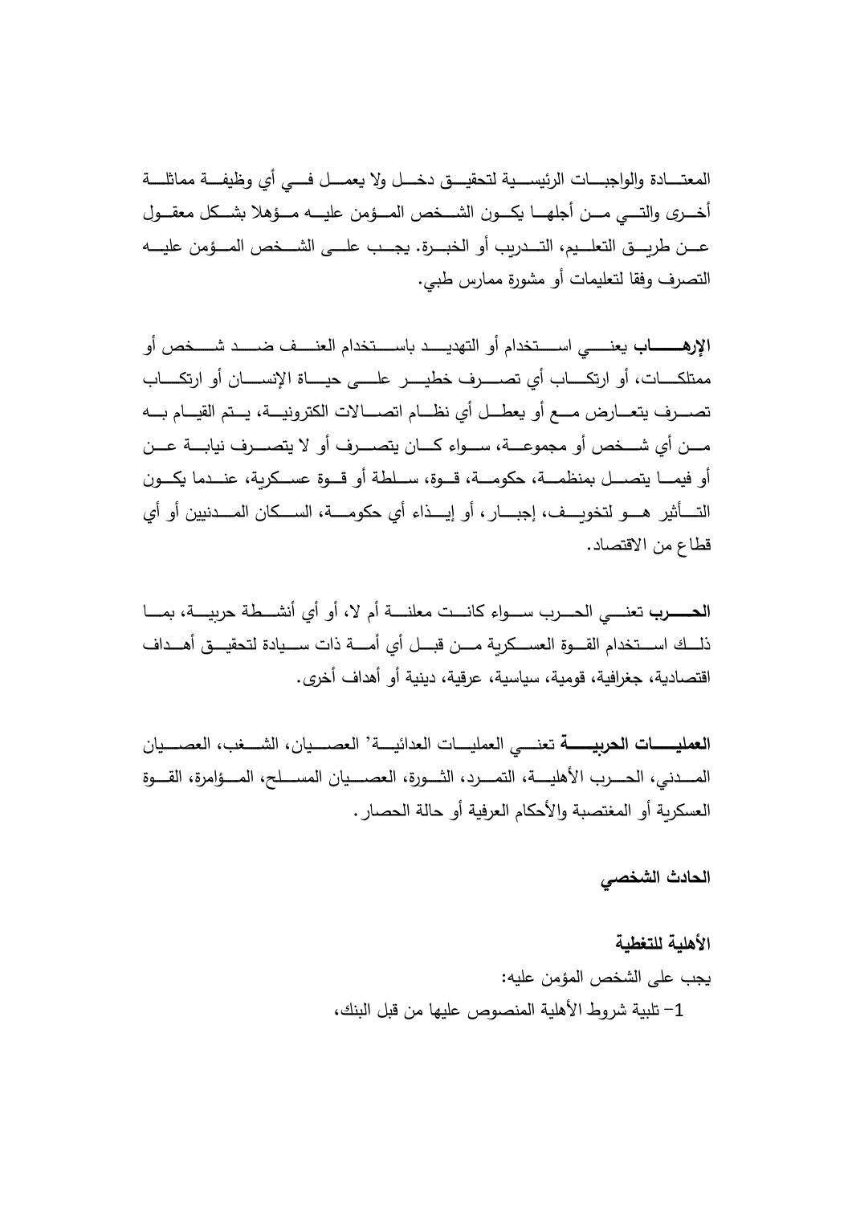المعتادة والواجبات الرئيسية لتحقيق دخل ولا يعمل في أي وظيفة مماثلة أخرى والتي من أجلها يكون الشخص المؤمن عليه مؤهلا بشكل معقول عن طريق التعليم، التدريب أو الخبرة. يجب على الشخص المؤمن عليه التصرف وفقا لتعليمات أو مشورة ممارس طبي.

**الإرهاب** يعني استخدام أو التهديد باستخدام العنف ضد شخص أو ممتلكات، أو ارتكاب أي تصرف خطير على حياة الإنسان أو ارتكاب تصرف يتعارض مع أو يعطل أي نظام اتصالات الكترونية، يتم القيام به من أي شخص أو مجموعة، سواء كان يتصرف أو لا يتصرف نيابة عن أو فيما يتصل بمنظمة، حكومة، قوة، سلطة أو قوة عسكرية، عندما يكون التأثير هو لتخويف، إجبار، أو إيذاء أي حكومة، السكان المدنيين أو أي قطاع من الاقتصاد.

**الحرب** تعني الحرب سواء كانت معلنة أم لا، أو أي أنشطة حربية، بما ذلك استخدام القوة العسكرية من قبل أي أمة ذات سيادة لتحقيق أهداف اقتصادية، جغرافية، قومية، سياسية، عرقية، دينية أو أهداف أخرى.

**العمليات الحربية** تعني العمليات العدائية’ العصيان، الشغب، العصيان المدني، الحرب الأهلية، التمرد، الثورة، العصيان المسلح، المؤامرة، القوة العسكرية أو المغتصبة والأحكام العرفية أو حالة الحصار.

## الحادث الشخصي

### الأهلية للتغطية

يجب على الشخص المؤمن عليه:

1- تلبية شروط الأهلية المنصوص عليها من قبل البنك،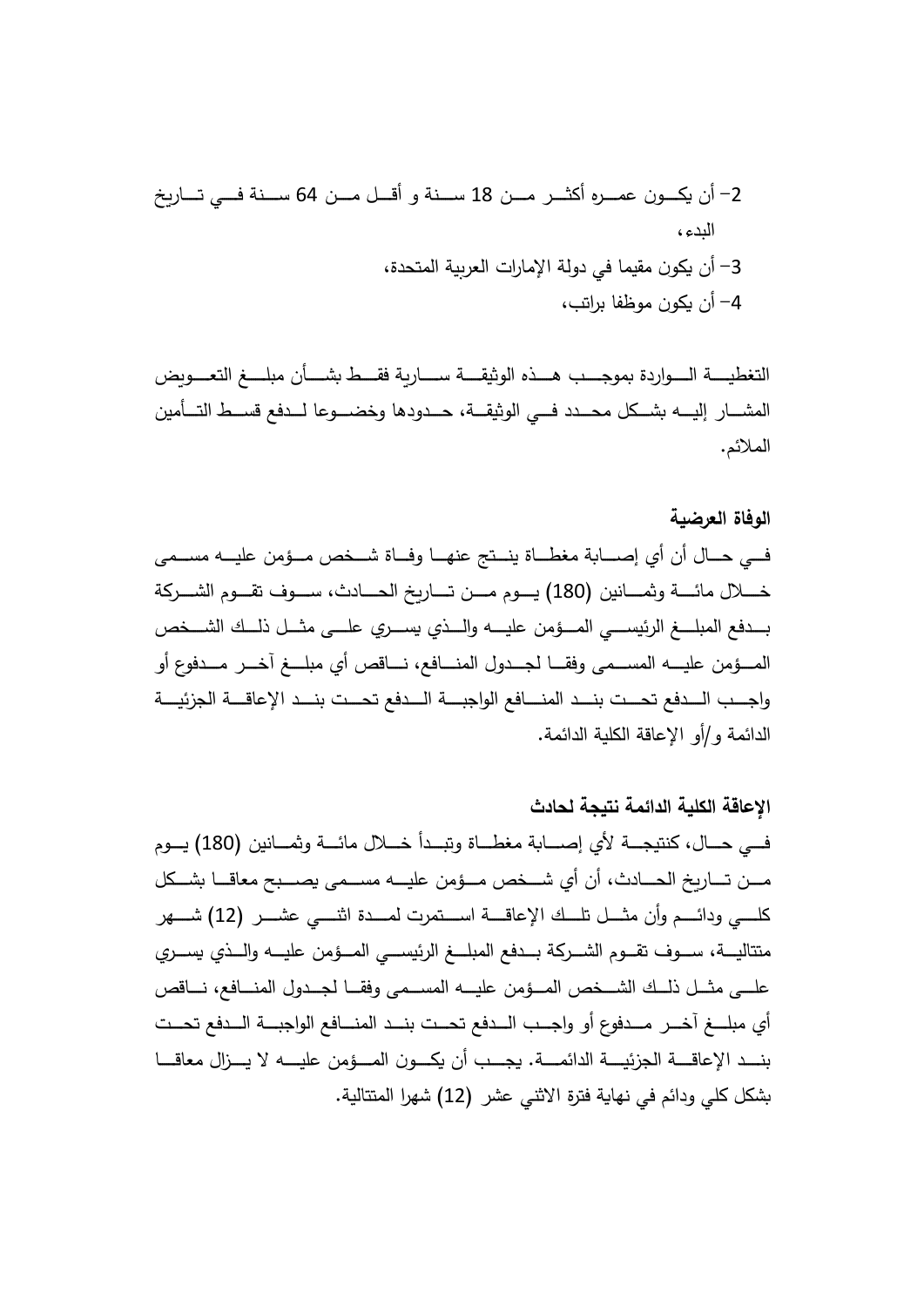2- أن يكون عمره أكثر من 18 سنة و أقل من 64 سنة في تاريخ البدء،

3- أن يكون مقيما في دولة الإمارات العربية المتحدة،

4- أن يكون موظفا براتب،

التغطية الواردة بموجب هذه الوثيقة سارية فقط بشأن مبلغ التعويض المشار إليه بشكل محدد في الوثيقة، حدودها وخضوعا لدفع قسط التأمين الملائم.

**الوفاة العرضية**

في حال أن أي إصابة مغطاة ينتج عنها وفاة شخص مؤمن عليه مسمى خلال مائة وثمانين (180) يوم من تاريخ الحادث، سوف تقوم الشركة بدفع المبلغ الرئيسي المؤمن عليه والذي يسري على مثل ذلك الشخص المؤمن عليه المسمى وفقا لجدول المنافع، ناقص أي مبلغ آخر مدفوع أو واجب الدفع تحت بند المنافع الواجبة الدفع تحت بند الإعاقة الجزئية الدائمة و/أو الإعاقة الكلية الدائمة.

**الإعاقة الكلية الدائمة نتيجة لحادث**

في حال، كنتيجة لأي إصابة مغطاة وتبدأ خلال مائة وثمانين (180) يوم من تاريخ الحادث، أن أي شخص مؤمن عليه مسمى يصبح معاقا بشكل كلي ودائم وأن مثل تلك الإعاقة استمرت لمدة اثني عشر (12) شهر متتالية، سوف تقوم الشركة بدفع المبلغ الرئيسي المؤمن عليه والذي يسري على مثل ذلك الشخص المؤمن عليه المسمى وفقا لجدول المنافع، ناقص أي مبلغ آخر مدفوع أو واجب الدفع تحت بند المنافع الواجبة الدفع تحت بند الإعاقة الجزئية الدائمة. يجب أن يكون المؤمن عليه لا يزال معاقا بشكل كلي ودائم في نهاية فترة الاثني عشر (12) شهرا المتتالية.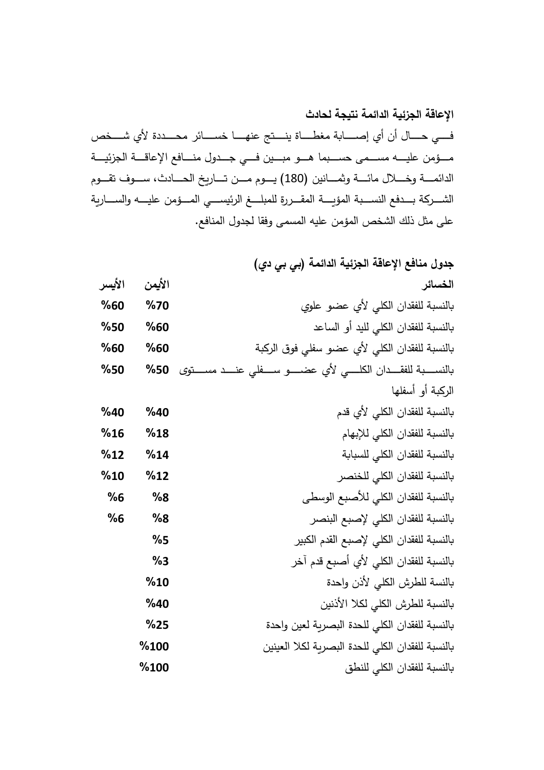**الإعاقة الجزئية الدائمة نتيجة لحادث**

في حال أن أي إصابة مغطاة ينتج عنها خسائر محددة لأي شخص مؤمن عليه مسمى حسبما هو مبين في جدول منافع الإعاقة الجزئية الدائمة وخلال مائة وثمانين (180) يوم من تاريخ الحادث، سوف تقوم الشركة بدفع النسبة المؤية المقررة للمبلغ الرئيسي المؤمن عليه والسارية على مثل ذلك الشخص المؤمن عليه المسمى وفقا لجدول المنافع.

**جدول منافع الإعاقة الجزئية الدائمة (بي بي دي)**

| الخسائر | الأيمن | الأيسر |
|---|---|---|
| بالنسبة للفقدان الكلي لأي عضو علوي | %70 | %60 |
| بالنسبة للفقدان الكلي لليد أو الساعد | %60 | %50 |
| بالنسبة للفقدان الكلي لأي عضو سفلي فوق الركبة | %60 | %60 |
| بالنسبة للفقدان الكلي لأي عضو سفلي عند مستوى الركبة أو أسفلها | %50 | %50 |
| بالنسبة للفقدان الكلي لأي قدم | %40 | %40 |
| بالنسبة للفقدان الكلي للإبهام | %18 | %16 |
| بالنسبة للفقدان الكلي للسبابة | %14 | %12 |
| بالنسبة للفقدان الكلي للخنصر | %12 | %10 |
| بالنسبة للفقدان الكلي للأصبع الوسطى | %8 | %6 |
| بالنسبة للفقدان الكلي لإصبع البنصر | %8 | %6 |
| بالنسبة للفقدان الكلي لإصبع القدم الكبير | %5 | |
| بالنسبة للفقدان الكلي لأي أصبع قدم آخر | %3 | |
| بالنسة للطرش الكلي لأذن واحدة | %10 | |
| بالنسبة للطرش الكلي لكلا الأذنين | %40 | |
| بالنسبة للفقدان الكلي للحدة البصرية لعين واحدة | %25 | |
| بالنسبة للفقدان الكلي للحدة البصرية لكلا العينين | %100 | |
| بالنسبة للفقدان الكلي للنطق | %100 | |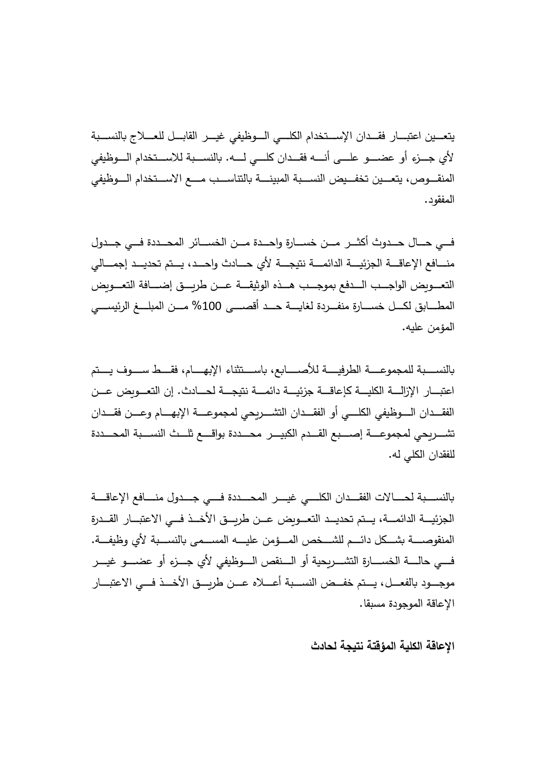يتعين اعتبار فقدان الإستخدام الكلي الوظيفي غير القابل للعلاج بالنسبة لأي جزء أو عضو على أنه فقدان كلي له. بالنسبة للاستخدام الوظيفي المنقوص، يتعين تخفيض النسبة المبينة بالتناسب مع الاستخدام الوظيفي المفقود.

في حال حدوث أكثر من خسارة واحدة من الخسائر المحددة في جدول منافع الإعاقة الجزئية الدائمة نتيجة لأي حادث واحد، يتم تحديد إجمالي التعويض الواجب الدفع بموجب هذه الوثيقة عن طريق إضافة التعويض المطابق لكل خسارة منفردة لغاية حد أقصى 100% من المبلغ الرئيسي المؤمن عليه.

بالنسبة للمجموعة الطرفية للأصابع، باستثناء الإبهام، فقط سوف يتم اعتبار الإزالة الكلية كإعاقة جزئية دائمة نتيجة لحادث. إن التعويض عن الفقدان الوظيفي الكلي أو الفقدان التشريحي لمجموعة الإبهام وعن فقدان تشريحي لمجموعة إصبع القدم الكبير محددة بواقع ثلث النسبة المحددة للفقدان الكلي له.

بالنسبة لحالات الفقدان الكلي غير المحددة في جدول منافع الإعاقة الجزئية الدائمة، يتم تحديد التعويض عن طريق الأخذ في الاعتبار القدرة المنقوصة بشكل دائم للشخص المؤمن عليه المسمى بالنسبة لأي وظيفة. في حالة الخسارة التشريحية أو النقص الوظيفي لأي جزء أو عضو غير موجود بالفعل، يتم خفض النسبة أعلاه عن طريق الأخذ في الاعتبار الإعاقة الموجودة مسبقا.

**الإعاقة الكلية المؤقتة نتيجة لحادث**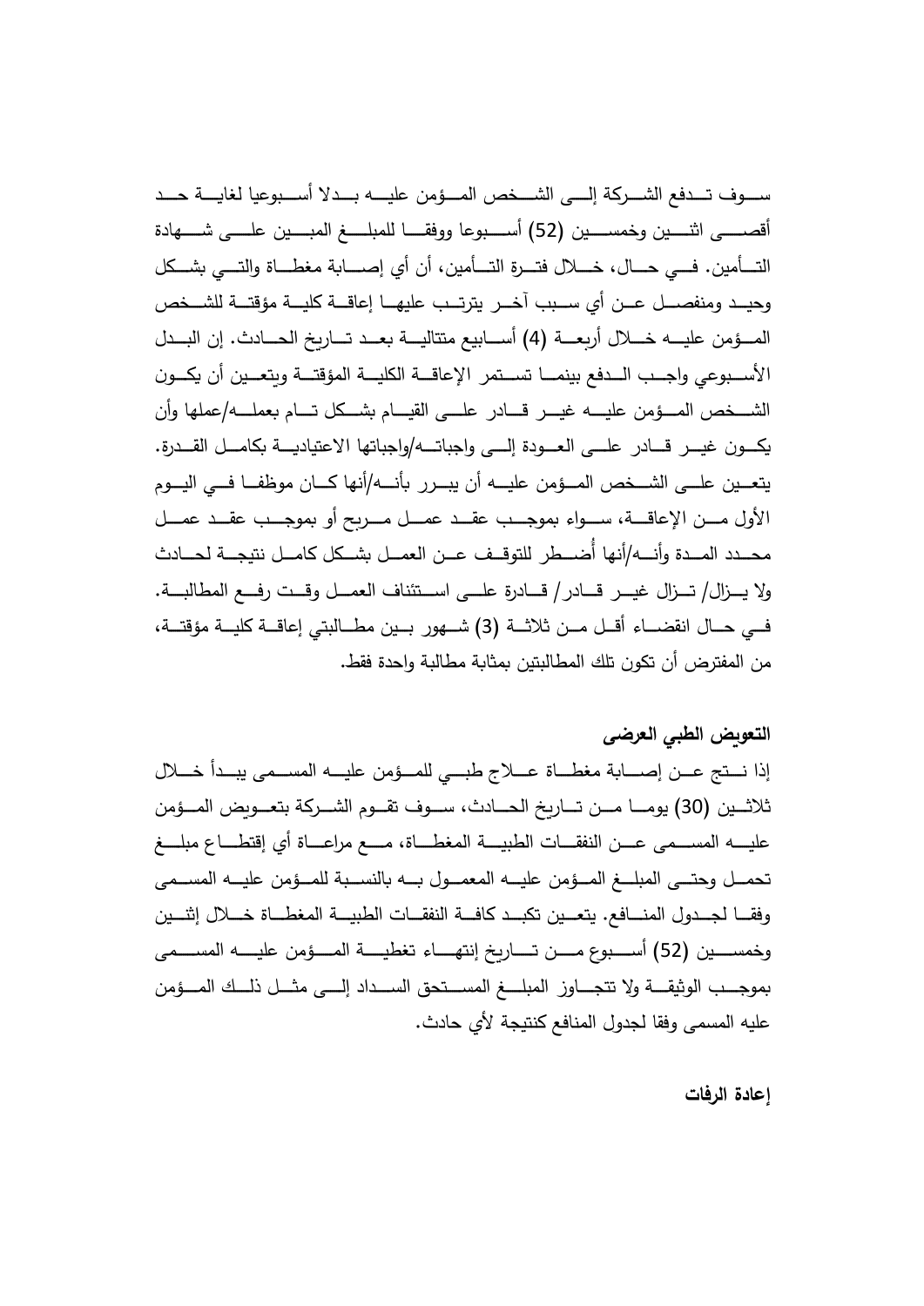سوف تدفع الشركة إلى الشخص المؤمن عليه بدلا أسبوعيا لغاية حد أقصى اثنين وخمسين (52) أسبوعا ووفقا للمبلغ المبين على شهادة التأمين. في حال، خلال فترة التأمين، أن أي إصابة مغطاة والتي بشكل وحيد ومنفصل عن أي سبب آخر يترتب عليها إعاقة كلية مؤقتة للشخص المؤمن عليه خلال أربعة (4) أسابيع متتالية بعد تاريخ الحادث. إن البدل الأسبوعي واجب الدفع بينما تستمر الإعاقة الكلية المؤقتة ويتعين أن يكون الشخص المؤمن عليه غير قادر على القيام بشكل تام بعمله/عملها وأن يكون غير قادر على العودة إلى واجباته/واجباتها الاعتيادية بكامل القدرة. يتعين على الشخص المؤمن عليه أن يبرر بأنه/أنها كان موظفا في اليوم الأول من الإعاقة، سواء بموجب عقد عمل مربح أو بموجب عقد عمل محدد المدة وأنه/أنها أُضطر للتوقف عن العمل بشكل كامل نتيجة لحادث ولا يزال/ تزال غير قادر/ قادرة على استئناف العمل وقت رفع المطالبة. في حال انقضاء أقل من ثلاثة (3) شهور بين مطالبتي إعاقة كلية مؤقتة، من المفترض أن تكون تلك المطالبتين بمثابة مطالبة واحدة فقط.

**التعويض الطبي العرضي**

إذا نتج عن إصابة مغطاة علاج طبي للمؤمن عليه المسمى يبدأ خلال ثلاثين (30) يوما من تاريخ الحادث، سوف تقوم الشركة بتعويض المؤمن عليه المسمى عن النفقات الطبية المغطاة، مع مراعاة أي إقتطاع مبلغ تحمل وحتى المبلغ المؤمن عليه المعمول به بالنسبة للمؤمن عليه المسمى وفقا لجدول المنافع. يتعين تكبد كافة النفقات الطبية المغطاة خلال إثنين وخمسين (52) أسبوع من تاريخ إنتهاء تغطية المؤمن عليه المسمى بموجب الوثيقة ولا تتجاوز المبلغ المستحق السداد إلى مثل ذلك المؤمن عليه المسمى وفقا لجدول المنافع كنتيجة لأي حادث.

**إعادة الرفات**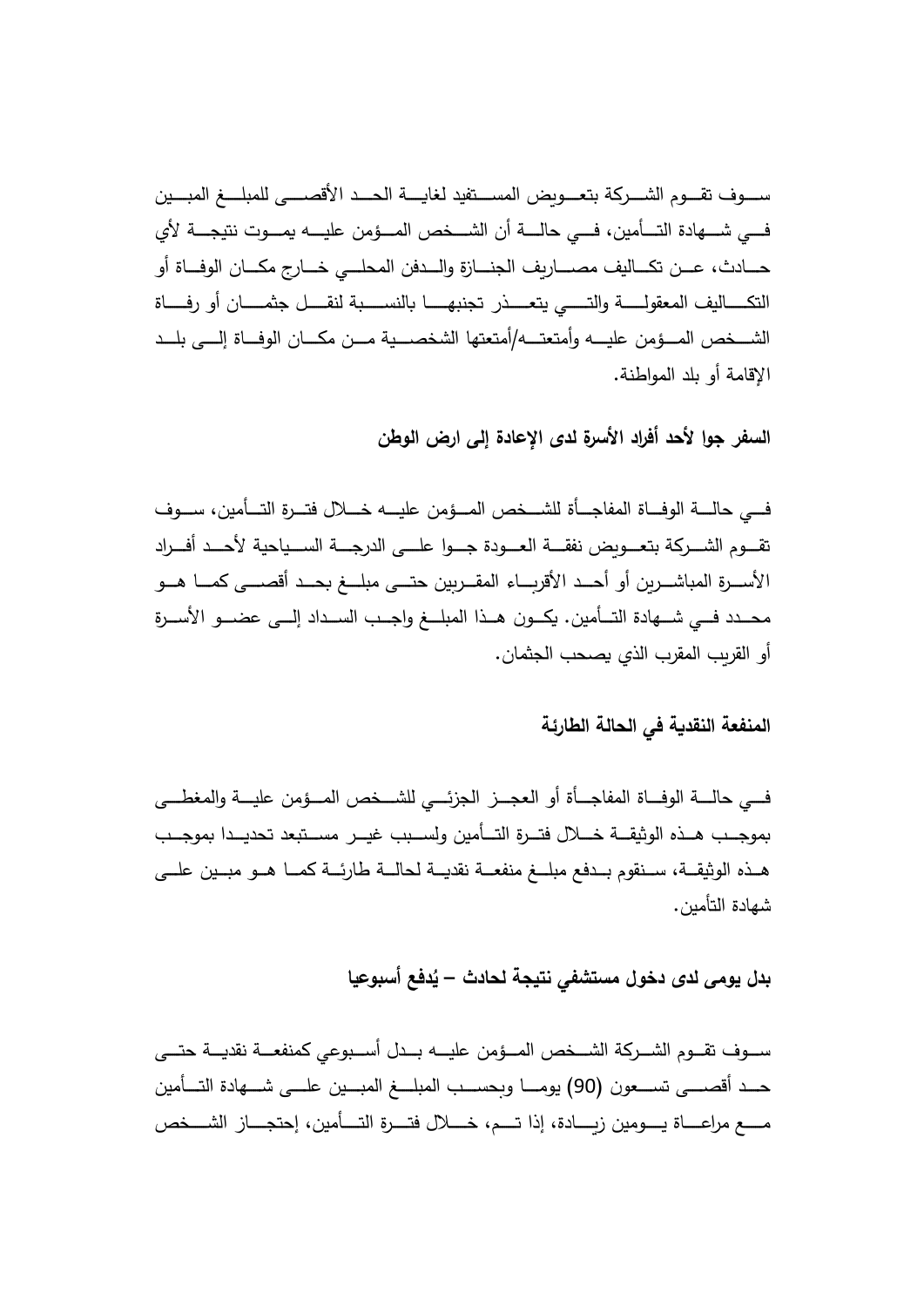سوف تقوم الشركة بتعويض المستفيد لغاية الحد الأقصى للمبلغ المبين في شهادة التأمين، في حالة أن الشخص المؤمن عليه يموت نتيجة لأي حادث، عن تكاليف مصاريف الجنازة والدفن المحلي خارج مكان الوفاة أو التكاليف المعقولة والتي يتعذر تجنبها بالنسبة لنقل جثمان أو رفاة الشخص المؤمن عليه وأمتعته/أمتعتها الشخصية من مكان الوفاة إلى بلد الإقامة أو بلد المواطنة.

**السفر جوا لأحد أفراد الأسرة لدى الإعادة إلى ارض الوطن**

في حالة الوفاة المفاجأة للشخص المؤمن عليه خلال فترة التأمين، سوف تقوم الشركة بتعويض نفقة العودة جوا على الدرجة السياحية لأحد أفراد الأسرة المباشرين أو أحد الأقرباء المقربين حتى مبلغ بحد أقصى كما هو محدد في شهادة التأمين. يكون هذا المبلغ واجب السداد إلى عضو الأسرة أو القريب المقرب الذي يصحب الجثمان.

**المنفعة النقدية في الحالة الطارئة**

في حالة الوفاة المفاجأة أو العجز الجزئي للشخص المؤمن علية والمغطى بموجب هذه الوثيقة خلال فترة التأمين ولسبب غير مستبعد تحديدا بموجب هذه الوثيقة، سنقوم بدفع مبلغ منفعة نقدية لحالة طارئة كما هو مبين على شهادة التأمين.

**بدل يومى لدى دخول مستشفي نتيجة لحادث – يُدفع أسبوعيا**

سوف تقوم الشركة الشخص المؤمن عليه بدل أسبوعي كمنفعة نقدية حتى حد أقصى تسعون (90) يوما وبحسب المبلغ المبين على شهادة التأمين مع مراعاة يومين زيادة، إذا تم، خلال فترة التأمين، إحتجاز الشخص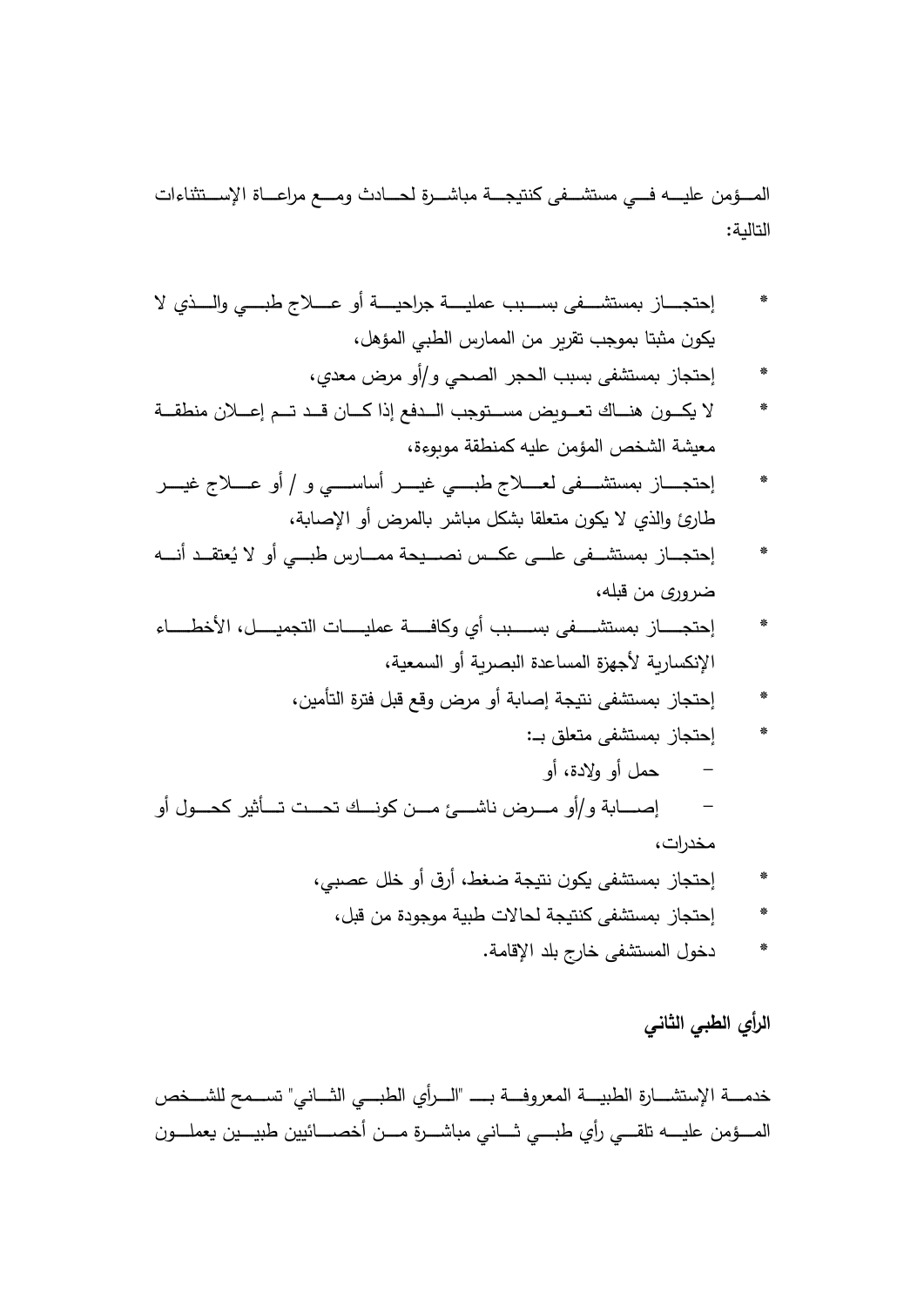المؤمن عليه في مستشفى كنتيجة مباشرة لحادث ومع مراعاة الإستثناءات التالية:

- إحتجاز بمستشفى بسبب عملية جراحية أو علاج طبي والذي لا يكون مثبتا بموجب تقرير من الممارس الطبي المؤهل،
- إحتجاز بمستشفى بسبب الحجر الصحي و/أو مرض معدي،
- لا يكون هناك تعويض مستوجب الدفع إذا كان قد تم إعلان منطقة معيشة الشخص المؤمن عليه كمنطقة موبوءة،
- إحتجاز بمستشفى لعلاج طبي غير أساسي و / أو علاج غير طارئ والذي لا يكون متعلقا بشكل مباشر بالمرض أو الإصابة،
- إحتجاز بمستشفى على عكس نصيحة ممارس طبي أو لا يُعتقد أنه ضروري من قبله،
- إحتجاز بمستشفى بسبب أي وكافة عمليات التجميل، الأخطاء الإنكسارية لأجهزة المساعدة البصرية أو السمعية،
- إحتجاز بمستشفى نتيجة إصابة أو مرض وقع قبل فترة التأمين،
- إحتجاز بمستشفى متعلق بـ:
  - حمل أو ولادة، أو
  - إصابة و/أو مرض ناشئ من كونك تحت تأثير كحول أو مخدرات،
- إحتجاز بمستشفى يكون نتيجة ضغط، أرق أو خلل عصبي،
- إحتجاز بمستشفى كنتيجة لحالات طبية موجودة من قبل،
- دخول المستشفى خارج بلد الإقامة.

## الرأي الطبي الثاني

خدمة الإستشارة الطبية المعروفة بـ "الرأي الطبي الثاني" تسمح للشخص المؤمن عليه تلقي رأي طبي ثاني مباشرة من أخصائيين طبيين يعملون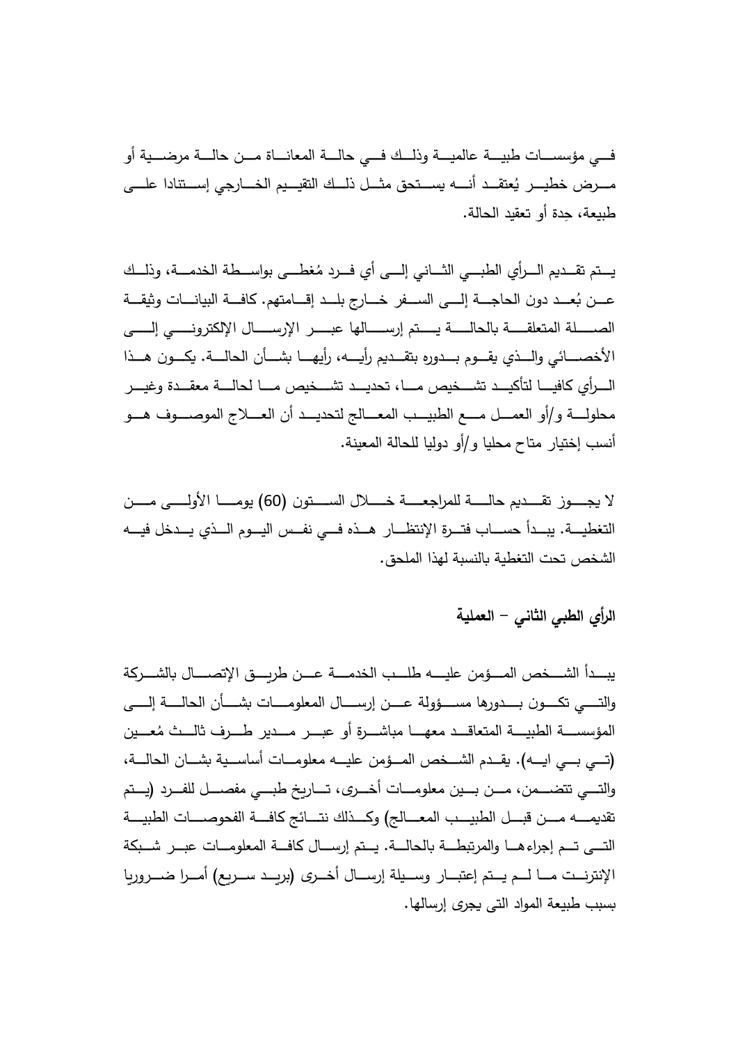في مؤسسات طبية عالمية وذلك في حالة المعاناة من حالة مرضية أو مرض خطير يُعتقد أنه يستحق مثل ذلك التقييم الخارجي إستنادا على طبيعة، حِدة أو تعقيد الحالة.

يتم تقديم الرأي الطبي الثاني إلى أي فرد مُغطى بواسطة الخدمة، وذلك عن بُعد دون الحاجة إلى السفر خارج بلد إقامتهم. كافة البيانات وثيقة الصلة المتعلقة بالحالة يتم إرسالها عبر الإرسال الإلكتروني إلى الأخصائي والذي يقوم بدوره بتقديم رأيه، رأيها بشأن الحالة. يكون هذا الرأي كافيا لتأكيد تشخيص ما، تحديد تشخيص ما لحالة معقدة وغير محلولة و/أو العمل مع الطبيب المعالج لتحديد أن العلاج الموصوف هو أنسب إختيار متاح محليا و/أو دوليا للحالة المعينة.

لا يجوز تقديم حالة للمراجعة خلال الستون (60) يوما الأولى من التغطية. يبدأ حساب فترة الإنتظار هذه في نفس اليوم الذي يدخل فيه الشخص تحت التغطية بالنسبة لهذا الملحق.

**الرأي الطبي الثاني – العملية**

يبدأ الشخص المؤمن عليه طلب الخدمة عن طريق الإتصال بالشركة والتي تكون بدورها مسؤولة عن إرسال المعلومات بشأن الحالة إلى المؤسسة الطبية المتعاقد معها مباشرة أو عبر مدير طرف ثالث مُعين (تي بي ايه). يقدم الشخص المؤمن عليه معلومات أساسية بشان الحالة، والتي تتضمن، من بين معلومات أخرى، تاريخ طبي مفصل للفرد (يتم تقديمه من قبل الطبيب المعالج) وكذلك نتائج كافة الفحوصات الطبية التى تم إجراءها والمرتبطة بالحالة. يتم إرسال كافة المعلومات عبر شبكة الإنترنت ما لم يتم إعتبار وسيلة إرسال أخرى (بريد سريع) أمرا ضروريا بسبب طبيعة المواد التى يجرى إرسالها.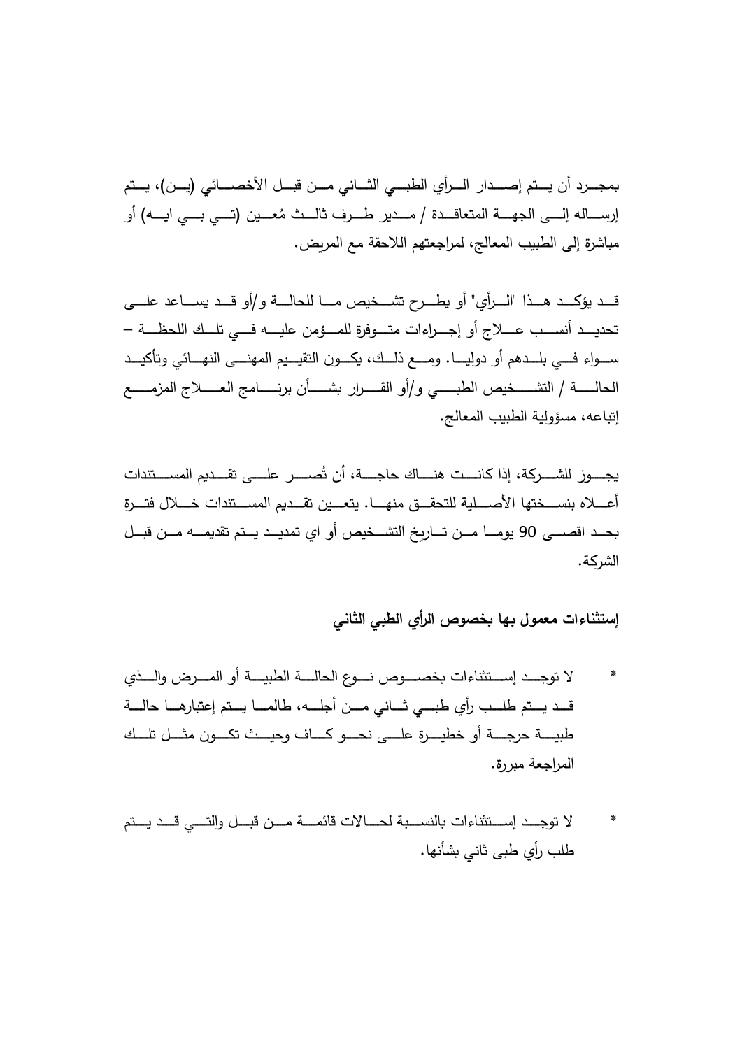بمجرد أن يتم إصدار الرأي الطبي الثاني من قبل الأخصائي (ين)، يتم إرساله إلى الجهة المتعاقدة / مدير طرف ثالث مُعين (تي بي ايه) أو مباشرة إلى الطبيب المعالج، لمراجعتهم اللاحقة مع المريض.

قد يؤكد هذا "الرأي" أو يطرح تشخيص ما للحالة و/أو قد يساعد على تحديد أنسب علاج أو إجراءات متوفرة للمؤمن عليه في تلك اللحظة – سواء في بلدهم أو دوليا. ومع ذلك، يكون التقييم المهني النهائي وتأكيد الحالة / التشخيص الطبي و/أو القرار بشأن برنامج العلاج المزمع إتباعه، مسؤولية الطبيب المعالج.

يجوز للشركة، إذا كانت هناك حاجة، أن تُصر على تقديم المستندات أعلاه بنسختها الأصلية للتحقق منها. يتعين تقديم المستندات خلال فترة بحد اقصى 90 يوما من تاريخ التشخيص أو اي تمديد يتم تقديمه من قبل الشركة.

**إستثناءات معمول بها بخصوص الرأي الطبي الثاني**

* لا توجد إستثناءات بخصوص نوع الحالة الطبية أو المرض والذي قد يتم طلب رأي طبي ثاني من أجله، طالما يتم إعتبارها حالة طبية حرجة أو خطيرة على نحو كاف وحيث تكون مثل تلك المراجعة مبررة.

* لا توجد إستثناءات بالنسبة لحالات قائمة من قبل والتي قد يتم طلب رأي طبى ثاني بشأنها.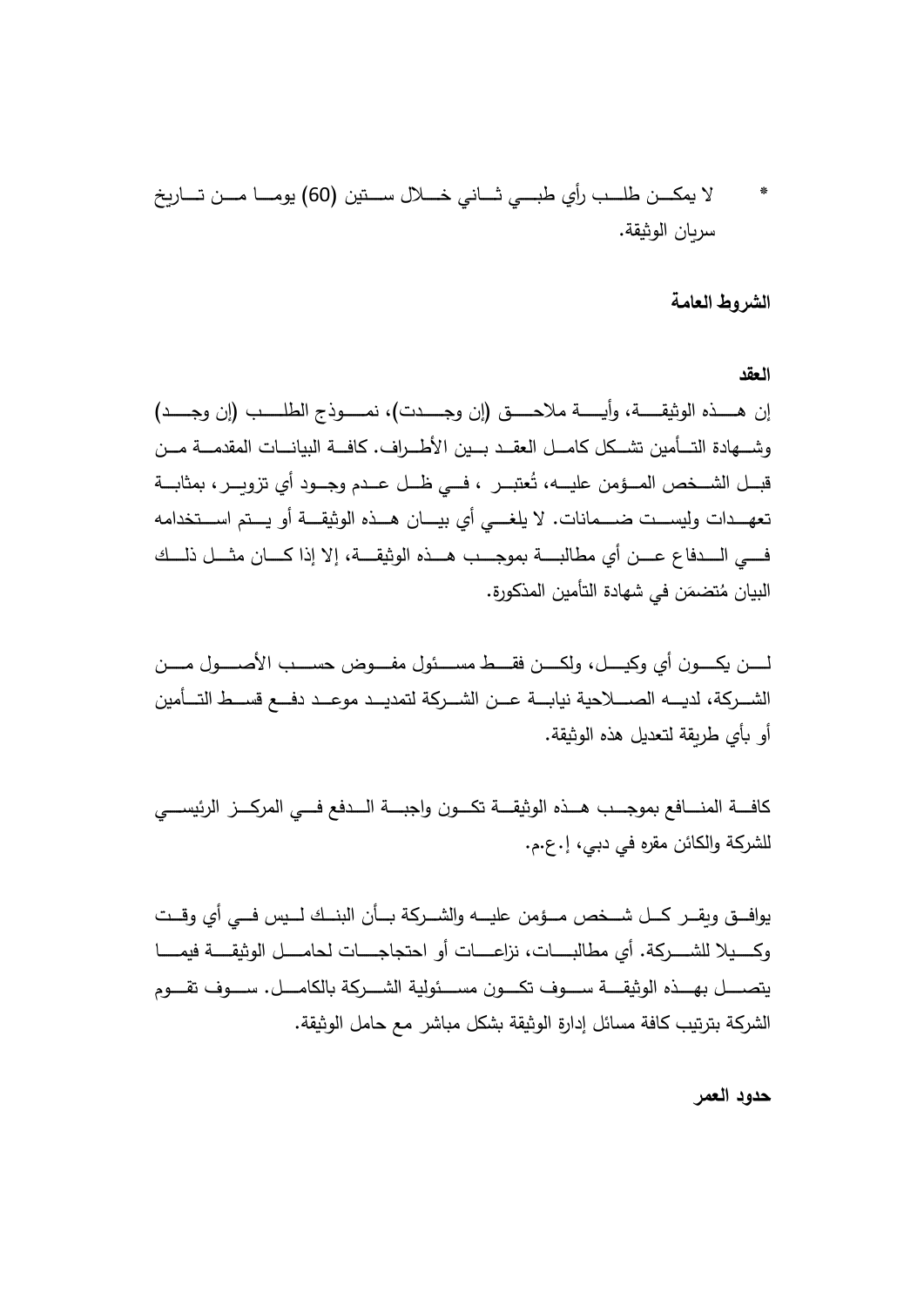* لا يمكن طلب رأي طبي ثاني خلال ستين (60) يوما من تاريخ سريان الوثيقة.

**الشروط العامة**

**العقد**

إن هذه الوثيقة، وأية ملاحق (إن وجدت)، نموذج الطلب (إن وجد) وشهادة التأمين تشكل كامل العقد بين الأطراف. كافة البيانات المقدمة من قبل الشخص المؤمن عليه، تُعتبر ، في ظل عدم وجود أي تزوير، بمثابة تعهدات وليست ضمانات. لا يلغي أي بيان هذه الوثيقة أو يتم استخدامه في الدفاع عن أي مطالبة بموجب هذه الوثيقة، إلا إذا كان مثل ذلك البيان مُتضمَن في شهادة التأمين المذكورة.

لن يكون أي وكيل، ولكن فقط مسئول مفوض حسب الأصول من الشركة، لديه الصلاحية نيابة عن الشركة لتمديد موعد دفع قسط التأمين أو بأي طريقة لتعديل هذه الوثيقة.

كافة المنافع بموجب هذه الوثيقة تكون واجبة الدفع في المركز الرئيسي للشركة والكائن مقره في دبي، إ.ع.م.

يوافق ويقر كل شخص مؤمن عليه والشركة بأن البنك ليس في أي وقت وكيلا للشركة. أي مطالبات، نزاعات أو احتجاجات لحامل الوثيقة فيما يتصل بهذه الوثيقة سوف تكون مسئولية الشركة بالكامل. سوف تقوم الشركة بترتيب كافة مسائل إدارة الوثيقة بشكل مباشر مع حامل الوثيقة.

**حدود العمر**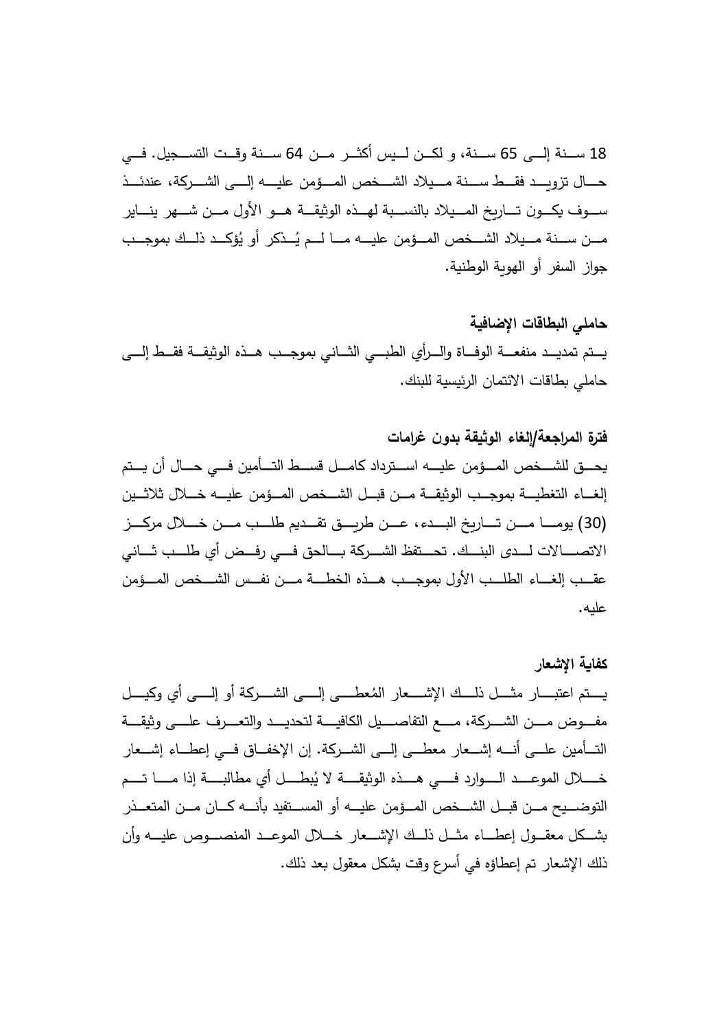18 سنة إلى 65 سنة، و لكن ليس أكثر من 64 سنة وقت التسجيل. في حال تزويد فقط سنة ميلاد الشخص المؤمن عليه إلى الشركة، عندئذ سوف يكون تاريخ الميلاد بالنسبة لهذه الوثيقة هو الأول من شهر يناير من سنة ميلاد الشخص المؤمن عليه ما لم يُذكر أو يُؤكد ذلك بموجب جواز السفر أو الهوية الوطنية.

**حاملي البطاقات الإضافية**

يتم تمديد منفعة الوفاة والرأي الطبي الثاني بموجب هذه الوثيقة فقط إلى حاملي بطاقات الائتمان الرئيسية للبنك.

**فترة المراجعة/إلغاء الوثيقة بدون غرامات**

يحق للشخص المؤمن عليه استرداد كامل قسط التأمين في حال أن يتم إلغاء التغطية بموجب الوثيقة من قبل الشخص المؤمن عليه خلال ثلاثين (30) يوما من تاريخ البدء، عن طريق تقديم طلب من خلال مركز الاتصالات لدى البنك. تحتفظ الشركة بالحق في رفض أي طلب ثاني عقب إلغاء الطلب الأول بموجب هذه الخطة من نفس الشخص المؤمن عليه.

**كفاية الإشعار**

يتم اعتبار مثل ذلك الإشعار المُعطى إلى الشركة أو إلى أي وكيل مفوض من الشركة، مع التفاصيل الكافية لتحديد والتعرف على وثيقة التأمين على أنه إشعار معطى إلى الشركة. إن الإخفاق في إعطاء إشعار خلال الموعد الوارد في هذه الوثيقة لا يُبطل أي مطالبة إذا ما تم التوضيح من قبل الشخص المؤمن عليه أو المستفيد بأنه كان من المتعذر بشكل معقول إعطاء مثل ذلك الإشعار خلال الموعد المنصوص عليه وأن ذلك الإشعار تم إعطاؤه في أسرع وقت بشكل معقول بعد ذلك.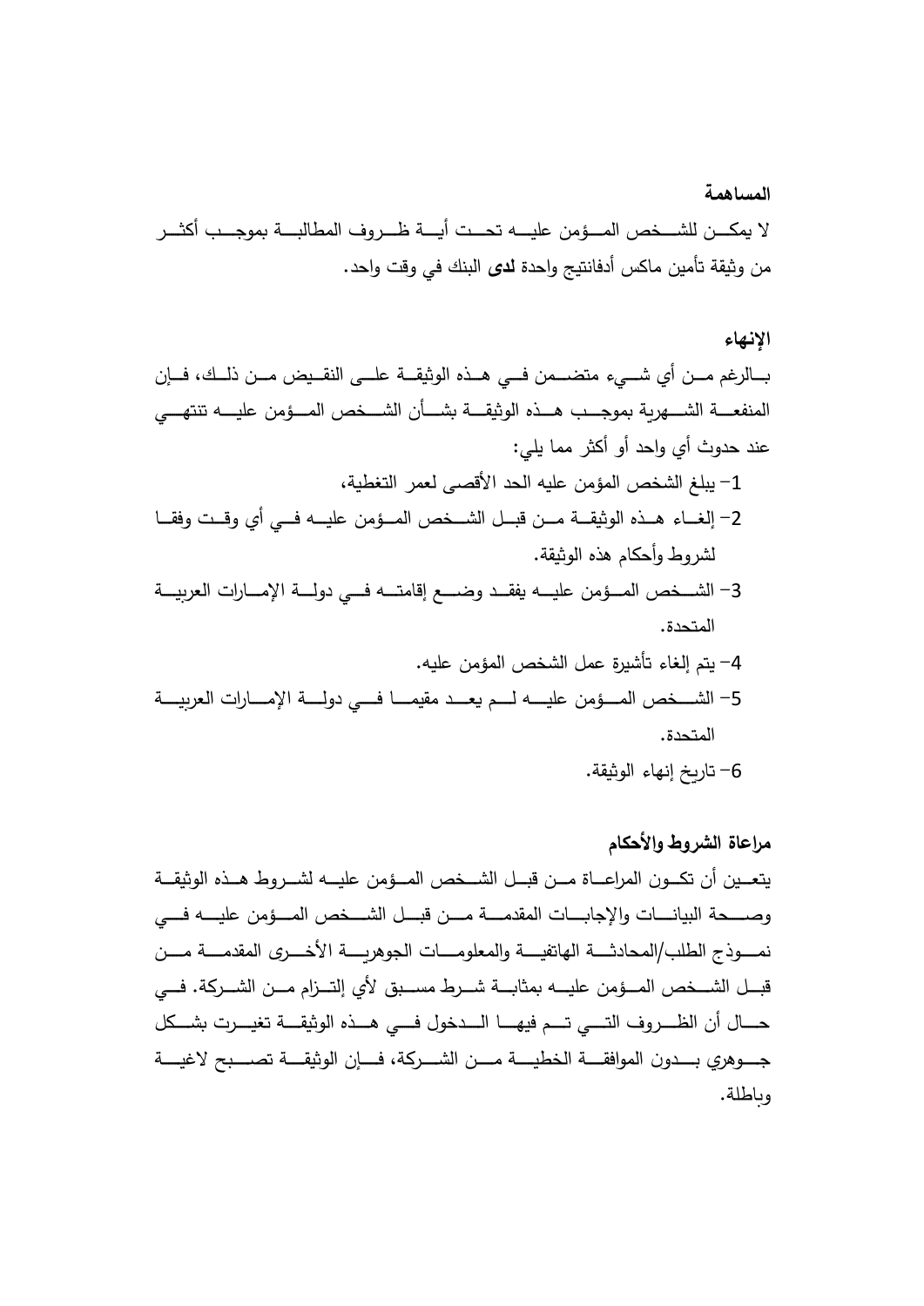**المساهمة**

لا يمكن للشخص المؤمن عليه تحت أية ظروف المطالبة بموجب أكثر من وثيقة تأمين ماكس أدفانتيج واحدة **لدى** البنك في وقت واحد.

**الإنهاء**

بالرغم من أي شيء متضمن في هذه الوثيقة على النقيض من ذلك، فإن المنفعة الشهرية بموجب هذه الوثيقة بشأن الشخص المؤمن عليه تنتهي عند حدوث أي واحد أو أكثر مما يلي:

1- يبلغ الشخص المؤمن عليه الحد الأقصى لعمر التغطية،
2- إلغاء هذه الوثيقة من قبل الشخص المؤمن عليه في أي وقت وفقا لشروط وأحكام هذه الوثيقة.
3- الشخص المؤمن عليه يفقد وضع إقامته في دولة الإمارات العربية المتحدة.
4- يتم إلغاء تأشيرة عمل الشخص المؤمن عليه.
5- الشخص المؤمن عليه لم يعد مقيما في دولة الإمارات العربية المتحدة.
6- تاريخ إنهاء الوثيقة.

**مراعاة الشروط والأحكام**

يتعين أن تكون المراعاة من قبل الشخص المؤمن عليه لشروط هذه الوثيقة وصحة البيانات والإجابات المقدمة من قبل الشخص المؤمن عليه في نموذج الطلب/المحادثة الهاتفية والمعلومات الجوهرية الأخرى المقدمة من قبل الشخص المؤمن عليه بمثابة شرط مسبق لأي إلتزام من الشركة. في حال أن الظروف التي تم فيها الدخول في هذه الوثيقة تغيرت بشكل جوهري بدون الموافقة الخطية من الشركة، فإن الوثيقة تصبح لاغية وباطلة.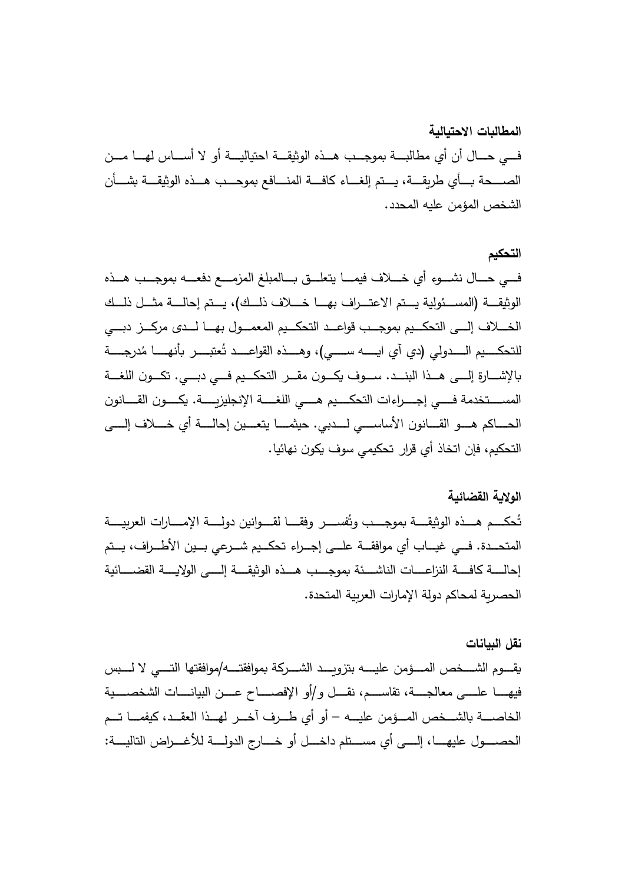### المطالبات الاحتيالية

في حال أن أي مطالبة بموجب هذه الوثيقة احتيالية أو لا أساس لها من الصحة بأي طريقة، يتم إلغاء كافة المنافع بموجب هذه الوثيقة بشأن الشخص المؤمن عليه المحدد.

### التحكيم

في حال نشوء أي خلاف فيما يتعلق بالمبلغ المزمع دفعه بموجب هذه الوثيقة (المسئولية يتم الاعتراف بها خلاف ذلك)، يتم إحالة مثل ذلك الخلاف إلى التحكيم بموجب قواعد التحكيم المعمول بها لدى مركز دبي للتحكيم الدولي (دي آي ايه سي)، وهذه القواعد تُعتبر بأنها مُدرجة بالإشارة إلى هذا البند. سوف يكون مقر التحكيم في دبي. تكون اللغة المستخدمة في إجراءات التحكيم هي اللغة الإنجليزية. يكون القانون الحاكم هو القانون الأساسي لدبي. حيثما يتعين إحالة أي خلاف إلى التحكيم، فإن اتخاذ أي قرار تحكيمي سوف يكون نهائيا.

### الولاية القضائية

تُحكم هذه الوثيقة بموجب وتُفسر وفقا لقوانين دولة الإمارات العربية المتحدة. في غياب أي موافقة على إجراء تحكيم شرعي بين الأطراف، يتم إحالة كافة النزاعات الناشئة بموجب هذه الوثيقة إلى الولاية القضائية الحصرية لمحاكم دولة الإمارات العربية المتحدة.

### نقل البيانات

يقوم الشخص المؤمن عليه بتزويد الشركة بموافقته/موافقتها التي لا لبس فيها على معالجة، تقاسم، نقل و/أو الإفصاح عن البيانات الشخصية الخاصة بالشخص المؤمن عليه – أو أي طرف آخر لهذا العقد، كيفما تم الحصول عليها، إلى أي مستلم داخل أو خارج الدولة للأغراض التالية: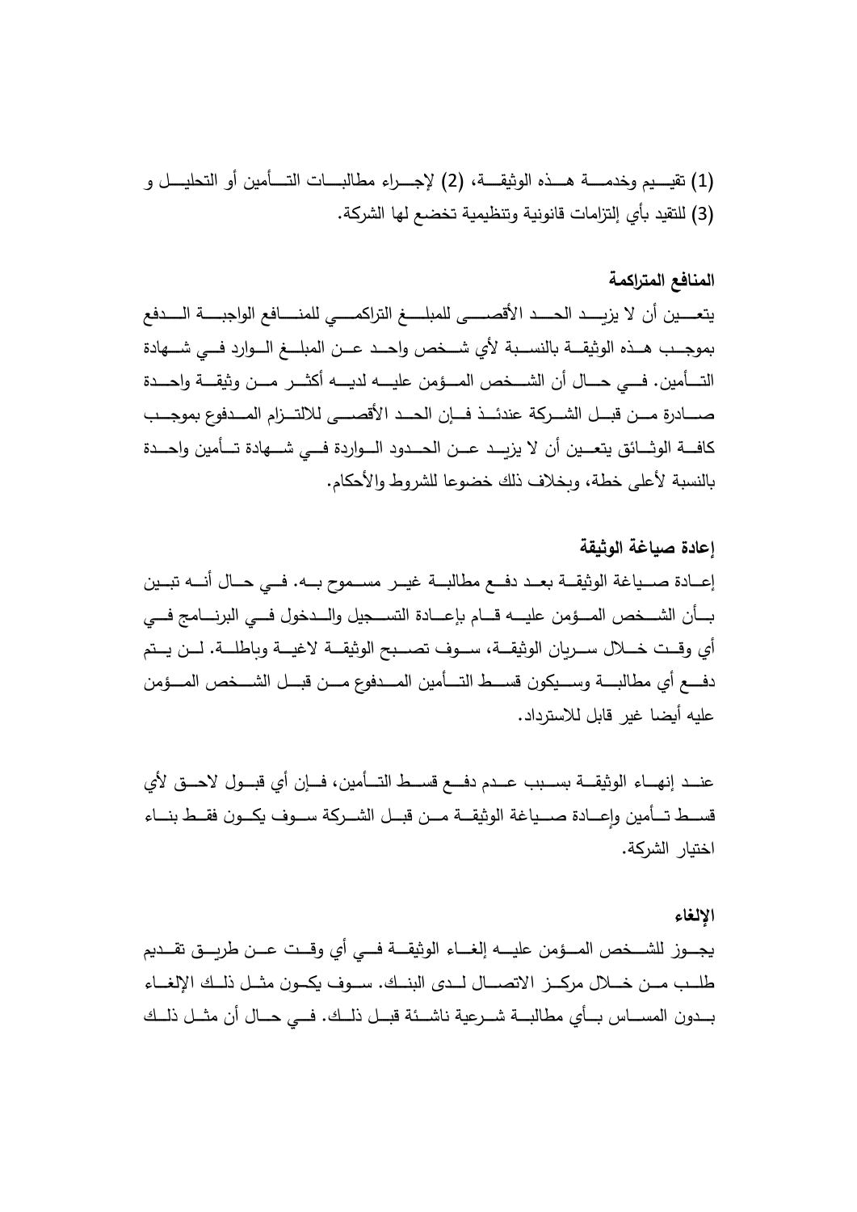(1) تقييم وخدمة هذه الوثيقة، (2) لإجراء مطالبات التأمين أو التحليل و (3) للتقيد بأي إلتزامات قانونية وتنظيمية تخضع لها الشركة.

**المنافع المتراكمة**

يتعين أن لا يزيد الحد الأقصى للمبلغ التراكمي للمنافع الواجبة الدفع بموجب هذه الوثيقة بالنسبة لأي شخص واحد عن المبلغ الوارد في شهادة التأمين. في حال أن الشخص المؤمن عليه لديه أكثر من وثيقة واحدة صادرة من قبل الشركة عندئذ فإن الحد الأقصى للالتزام المدفوع بموجب كافة الوثائق يتعين أن لا يزيد عن الحدود الواردة في شهادة تأمين واحدة بالنسبة لأعلى خطة، وبخلاف ذلك خضوعا للشروط والأحكام.

**إعادة صياغة الوثيقة**

إعادة صياغة الوثيقة بعد دفع مطالبة غير مسموح به. في حال أنه تبين بأن الشخص المؤمن عليه قام بإعادة التسجيل والدخول في البرنامج في أي وقت خلال سريان الوثيقة، سوف تصبح الوثيقة لاغية وباطلة. لن يتم دفع أي مطالبة وسيكون قسط التأمين المدفوع من قبل الشخص المؤمن عليه أيضا غير قابل للاسترداد.

عند إنهاء الوثيقة بسبب عدم دفع قسط التأمين، فإن أي قبول لاحق لأي قسط تأمين وإعادة صياغة الوثيقة من قبل الشركة سوف يكون فقط بناء اختيار الشركة.

**الإلغاء**

يجوز للشخص المؤمن عليه إلغاء الوثيقة في أي وقت عن طريق تقديم طلب من خلال مركز الاتصال لدى البنك. سوف يكون مثل ذلك الإلغاء بدون المساس بأي مطالبة شرعية ناشئة قبل ذلك. في حال أن مثل ذلك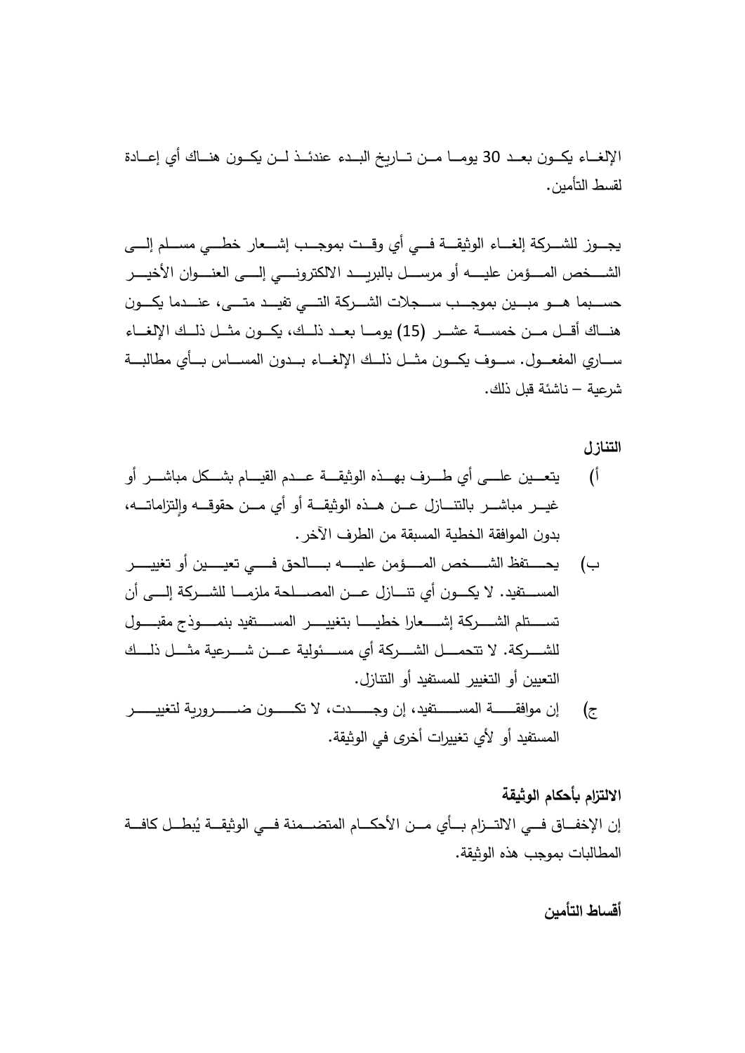الإلغـاء يكـون بعـد 30 يومـا مـن تـاريخ البـدء عندئـذ لـن يكـون هنـاك أي إعـادة لقسط التأمين.

يجـوز للشـركة إلغـاء الوثيقـة فـي أي وقـت بموجـب إشـعار خطـي مسـلم إلـى الشـخص المـؤمن عليـه أو مرسـل بالبريـد الالكترونـي إلـى العنـوان الأخيـر حسـبما هـو مبـين بموجـب سـجلات الشـركة التـي تفيـد متـى، عنـدما يكـون هنـاك أقـل مـن خمسـة عشـر (15) يومـا بعـد ذلـك، يكـون مثـل ذلـك الإلغـاء سـاري المفعـول. سـوف يكـون مثـل ذلـك الإلغـاء بـدون المسـاس بـأي مطالبـة شرعية – ناشئة قبل ذلك.

**التنازل**

أ) يتعـين علـى أي طـرف بهـذه الوثيقـة عـدم القيـام بشـكل مباشـر أو غيـر مباشـر بالتنـازل عـن هـذه الوثيقـة أو أي مـن حقوقـه والتزاماتـه، بدون الموافقة الخطية المسبقة من الطرف الآخر.

ب) يحـتفظ الشـخص المـؤمن عليـه بـالحق فـي تعيـين أو تغييـر المسـتفيد. لا يكـون أي تنـازل عـن المصـلحة ملزمـا للشـركة إلـى أن تسـتلم الشـركة إشـعارا خطيـا بتغييـر المسـتفيد بنمـوذج مقبـول للشـركة. لا تتحمـل الشـركة أي مسـئولية عـن شـرعية مثـل ذلـك التعيين أو التغيير للمستفيد أو التنازل.

ج) إن موافقـة المسـتفيد، إن وجـدت، لا تكـون ضـرورية لتغييـر المستفيد أو لأي تغييرات أخرى في الوثيقة.

**الالتزام بأحكام الوثيقة**

إن الإخفـاق فـي الالتـزام بـأي مـن الأحكـام المتضـمنة فـي الوثيقـة يُبطـل كافـة المطالبات بموجب هذه الوثيقة.

**أقساط التأمين**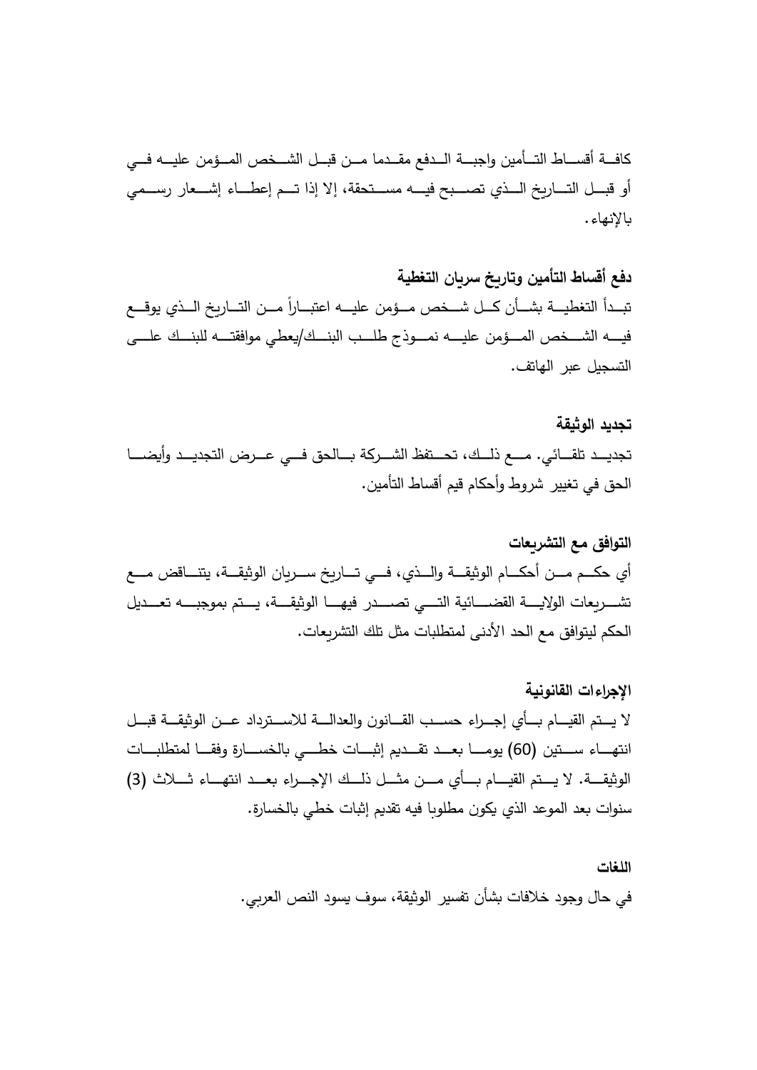كافة أقساط التأمين واجبة الدفع مقدما من قبل الشخص المؤمن عليه في أو قبل التاريخ الذي تصبح فيه مستحقة، إلا إذا تم إعطاء إشعار رسمي بالإنهاء.

**دفع أقساط التأمين وتاريخ سريان التغطية**

تبدأ التغطية بشأن كل شخص مؤمن عليه اعتباراً من التاريخ الذي يوقع فيه الشخص المؤمن عليه نموذج طلب البنك/يعطي موافقته للبنك على التسجيل عبر الهاتف.

**تجديد الوثيقة**

تجديد تلقائي. مع ذلك، تحتفظ الشركة بالحق في عرض التجديد وأيضا الحق في تغيير شروط وأحكام قيم أقساط التأمين.

**التوافق مع التشريعات**

أي حكم من أحكام الوثيقة والذي، في تاريخ سريان الوثيقة، يتناقض مع تشريعات الولاية القضائية التي تصدر فيها الوثيقة، يتم بموجبه تعديل الحكم ليتوافق مع الحد الأدنى لمتطلبات مثل تلك التشريعات.

**الإجراءات القانونية**

لا يتم القيام بأي إجراء حسب القانون والعدالة للاسترداد عن الوثيقة قبل انتهاء ستين (60) يوما بعد تقديم إثبات خطي بالخسارة وفقا لمتطلبات الوثيقة. لا يتم القيام بأي من مثل ذلك الإجراء بعد انتهاء ثلاث (3) سنوات بعد الموعد الذي يكون مطلوبا فيه تقديم إثبات خطي بالخسارة.

**اللغات**

في حال وجود خلافات بشأن تفسير الوثيقة، سوف يسود النص العربي.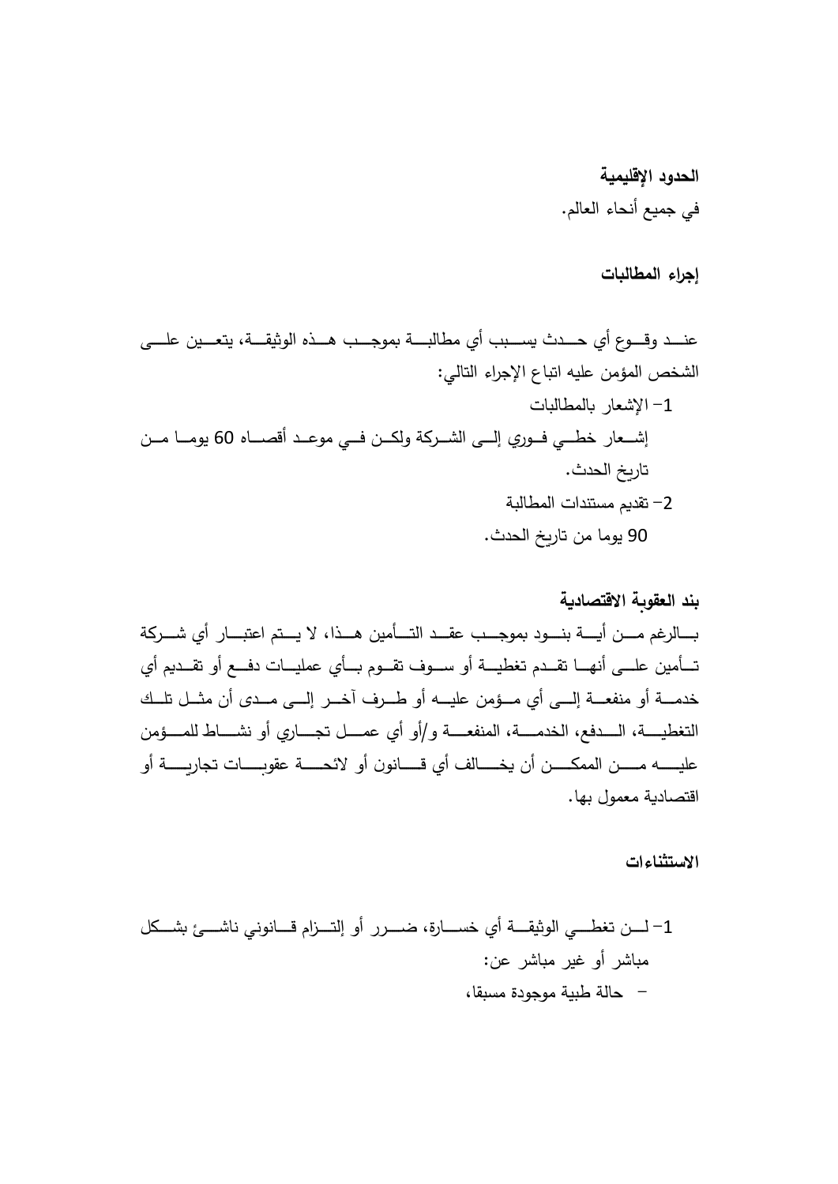**الحدود الإقليمية**

في جميع أنحاء العالم.

**إجراء المطالبات**

عند وقوع أي حدث يسبب أي مطالبة بموجب هذه الوثيقة، يتعين على الشخص المؤمن عليه اتباع الإجراء التالي:

1- الإشعار بالمطالبات

إشعار خطي فوري إلى الشركة ولكن في موعد أقصاه 60 يوما من تاريخ الحدث.

2- تقديم مستندات المطالبة

90 يوما من تاريخ الحدث.

**بند العقوبة الاقتصادية**

بالرغم من أية بنود بموجب عقد التأمين هذا، لا يتم اعتبار أي شركة تأمين على أنها تقدم تغطية أو سوف تقوم بأي عمليات دفع أو تقديم أي خدمة أو منفعة إلى أي مؤمن عليه أو طرف آخر إلى مدى أن مثل تلك التغطية، الدفع، الخدمة، المنفعة و/أو أي عمل تجاري أو نشاط للمؤمن عليه من الممكن أن يخالف أي قانون أو لائحة عقوبات تجارية أو اقتصادية معمول بها.

**الاستثناءات**

1- لن تغطي الوثيقة أي خسارة، ضرر أو إلتزام قانوني ناشئ بشكل مباشر أو غير مباشر عن:

- حالة طبية موجودة مسبقا،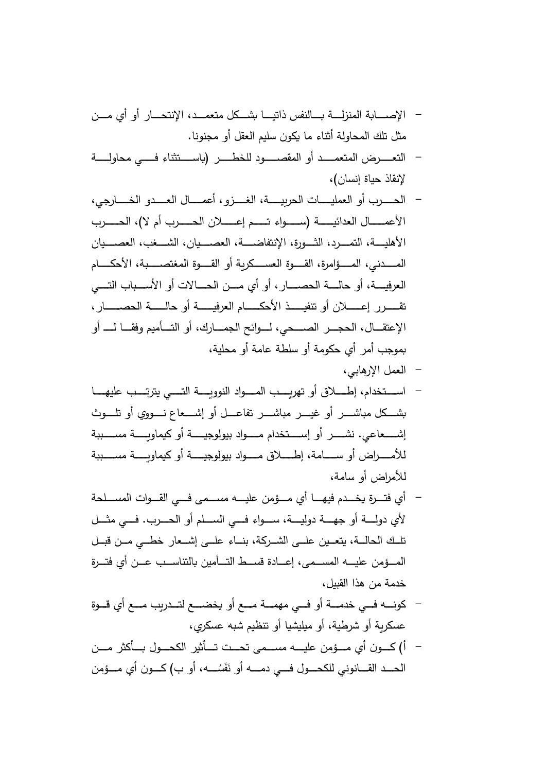- الإصابة المنزلة بالنفس ذاتيا بشكل متعمد، الإنتحار أو أي من مثل تلك المحاولة أثناء ما يكون سليم العقل أو مجنونا.
- التعرض المتعمد أو المقصود للخطر (باستثناء في محاولة لإنقاذ حياة إنسان)،
- الحرب أو العمليات الحربية، الغزو، أعمال العدو الخارجي، الأعمال العدائية (سواء تم إعلان الحرب أم لا)، الحرب الأهلية، التمرد، الثورة، الإنتفاضة، العصيان، الشغب، العصيان المدني، المؤامرة، القوة العسكرية أو القوة المغتصبة، الأحكام العرفية، أو حالة الحصار، أو أي من الحالات أو الأسباب التي تقرر إعلان أو تنفيذ الأحكام العرفية أو حالة الحصار، الإعتقال، الحجر الصحي، لوائح الجمارك، أو التأميم وفقا لـ أو بموجب أمر أي حكومة أو سلطة عامة أو محلية،
- العمل الإرهابي،
- استخدام، إطلاق أو تهريب المواد النووية التي يترتب عليها بشكل مباشر أو غير مباشر تفاعل أو إشعاع نووي أو تلوث إشعاعي. نشر أو إستخدام مواد بيولوجية أو كيماوية مسببة للأمراض أو سامة، إطلاق مواد بيولوجية أو كيماوية مسببة للأمراض أو سامة،
- أي فترة يخدم فيها أي مؤمن عليه مسمى في القوات المسلحة لأي دولة أو جهة دولية، سواء في السلم أو الحرب. في مثل تلك الحالة، يتعين على الشركة، بناء على إشعار خطي من قبل المؤمن عليه المسمى، إعادة قسط التأمين بالتناسب عن أي فترة خدمة من هذا القبيل،
- كونه في خدمة أو في مهمة مع أو يخضع لتدريب مع أي قوة عسكرية أو شرطية، أو ميليشيا أو تنظيم شبه عسكري،
- أ) كون أي مؤمن عليه مسمى تحت تأثير الكحول بأكثر من الحد القانوني للكحول في دمه أو نَفَسُه، أو ب) كون أي مؤمن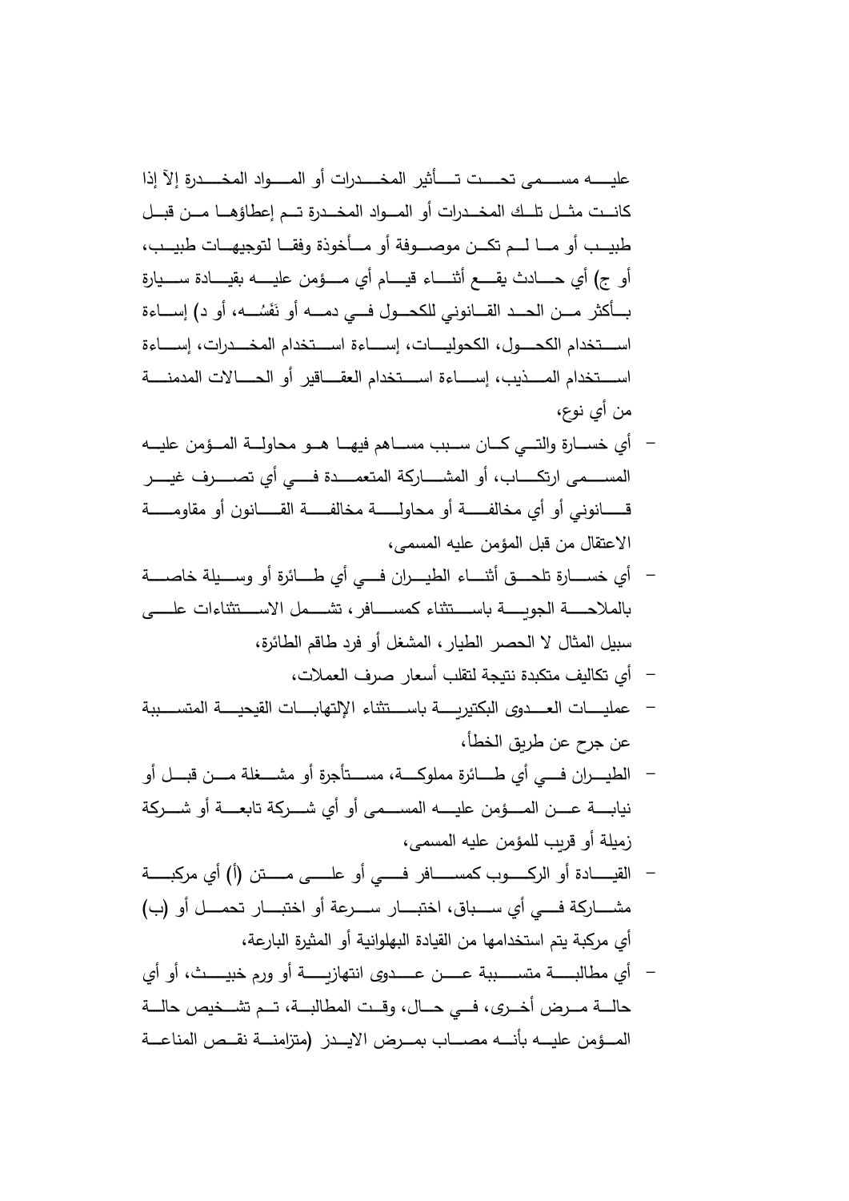عليه مسمى تحت تأثير المخدرات أو المواد المخدرة إلاّ إذا كانت مثل تلك المخدرات أو المواد المخدرة تم إعطاؤها من قبل طبيب أو ما لم تكن موصوفة أو مأخوذة وفقا لتوجيهات طبيب، أو ج) أي حادث يقع أثناء قيام أي مؤمن عليه بقيادة سيارة بأكثر من الحد القانوني للكحول في دمه أو نَفَسُه، أو د) إساءة استخدام الكحول، الكحوليات، إساءة استخدام المخدرات، إساءة استخدام المذيب، إساءة استخدام العقاقير أو الحالات المدمنة من أي نوع،

- أي خسارة والتي كان سبب ساهم فيها هو محاولة المؤمن عليه المسمى ارتكاب، أو المشاركة المتعمدة في أي تصرف غير قانوني أو أي مخالفة أو محاولة مخالفة القانون أو مقاومة الاعتقال من قبل المؤمن عليه المسمى،
- أي خسارة تلحق أثناء الطيران في أي طائرة أو وسيلة خاصة بالملاحة الجوية باستثناء كمسافر، تشمل الاستثناءات على سبيل المثال لا الحصر الطيار، المشغل أو فرد طاقم الطائرة،
- أي تكاليف متكبدة نتيجة لتقلب أسعار صرف العملات،
- عمليات العدوى البكتيرية باستثناء الإلتهابات القيحية المتسببة عن جرح عن طريق الخطأ،
- الطيران في أي طائرة مملوكة، مستأجرة أو مشغلة من قبل أو نيابة عن المؤمن عليه المسمى أو أي شركة تابعة أو شركة زميلة أو قريب للمؤمن عليه المسمى،
- القيادة أو الركوب كمسافر في أو على متن (أ) أي مركبة مشاركة في أي سباق، اختبار سرعة أو اختبار تحمل أو (ب) أي مركبة يتم استخدامها من القيادة البهلوانية أو المثيرة البارعة،
- أي مطالبة متسببة عن عدوى انتهازية أو ورم خبيث، أو أي حالة مرض أخرى، في حال، وقت المطالبة، تم تشخيص حالة المؤمن عليه بأنه مصاب بمرض الايدز (متزامنة نقص المناعة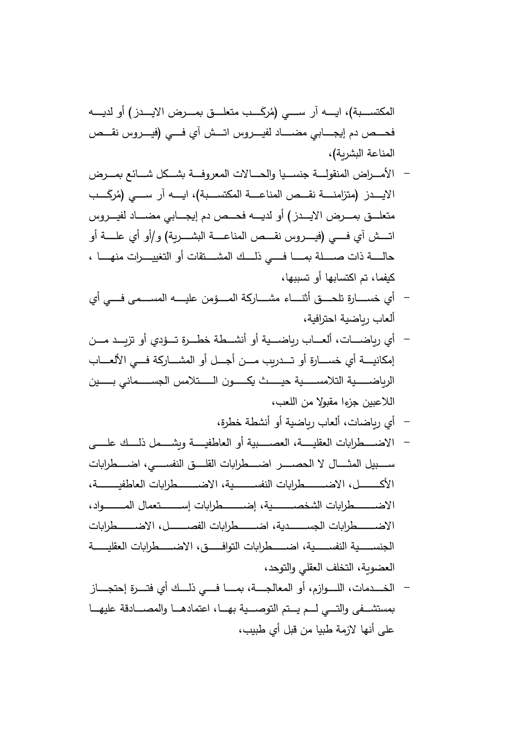المكتسبة)، ايه آر سي (مُركَّب متعلق بمرض الايدز) أو لديه فحص دم إيجابي مضاد لفيروس اتش آي في (فيروس نقص المناعة البشرية)،

- الأمراض المنقولة جنسيا والحالات المعروفة بشكل شائع بمرض الايدز (متزامنة نقص المناعة المكتسبة)، ايه آر سي (مُركَّب متعلق بمرض الايدز) أو لديه فحص دم إيجابي مضاد لفيروس اتش آي في (فيروس نقص المناعة البشرية) و/أو أي علة أو حالة ذات صلة بما في ذلك المشتقات أو التغييرات منها ، كيفما، تم اكتسابها أو تسببها،
- أي خسارة تلحق أثناء مشاركة المؤمن عليه المسمى في أي ألعاب رياضية احترافية،
- أي رياضات، ألعاب رياضية أو أنشطة خطرة تؤدي أو تزيد من إمكانية أي خسارة أو تدريب من أجل أو المشاركة في الألعاب الرياضية التلامسية حيث يكون التلامس الجسماني بين اللاعبين جزءا مقبولا من اللعب،
- أي رياضات، ألعاب رياضية أو أنشطة خطرة،
- الاضطرابات العقلية، العصبية أو العاطفية ويشمل ذلك على سبيل المثال لا الحصر اضطرابات القلق النفسي، اضطرابات الأكل، الاضطرابات النفسية، الاضطرابات العاطفية، الاضطرابات الشخصية، إضطرابات إستعمال المواد، الاضطرابات الجسدية، اضطرابات الفصل، الاضطرابات الجنسية النفسية، اضطرابات التوافق، الاضطرابات العقلية العضوية، التخلف العقلي والتوحد،
- الخدمات، اللوازم، أو المعالجة، بما في ذلك أي فترة إحتجاز بمستشفى والتي لم يتم التوصية بها، اعتمادها والمصادقة عليها على أنها لازمة طبيا من قبل أي طبيب،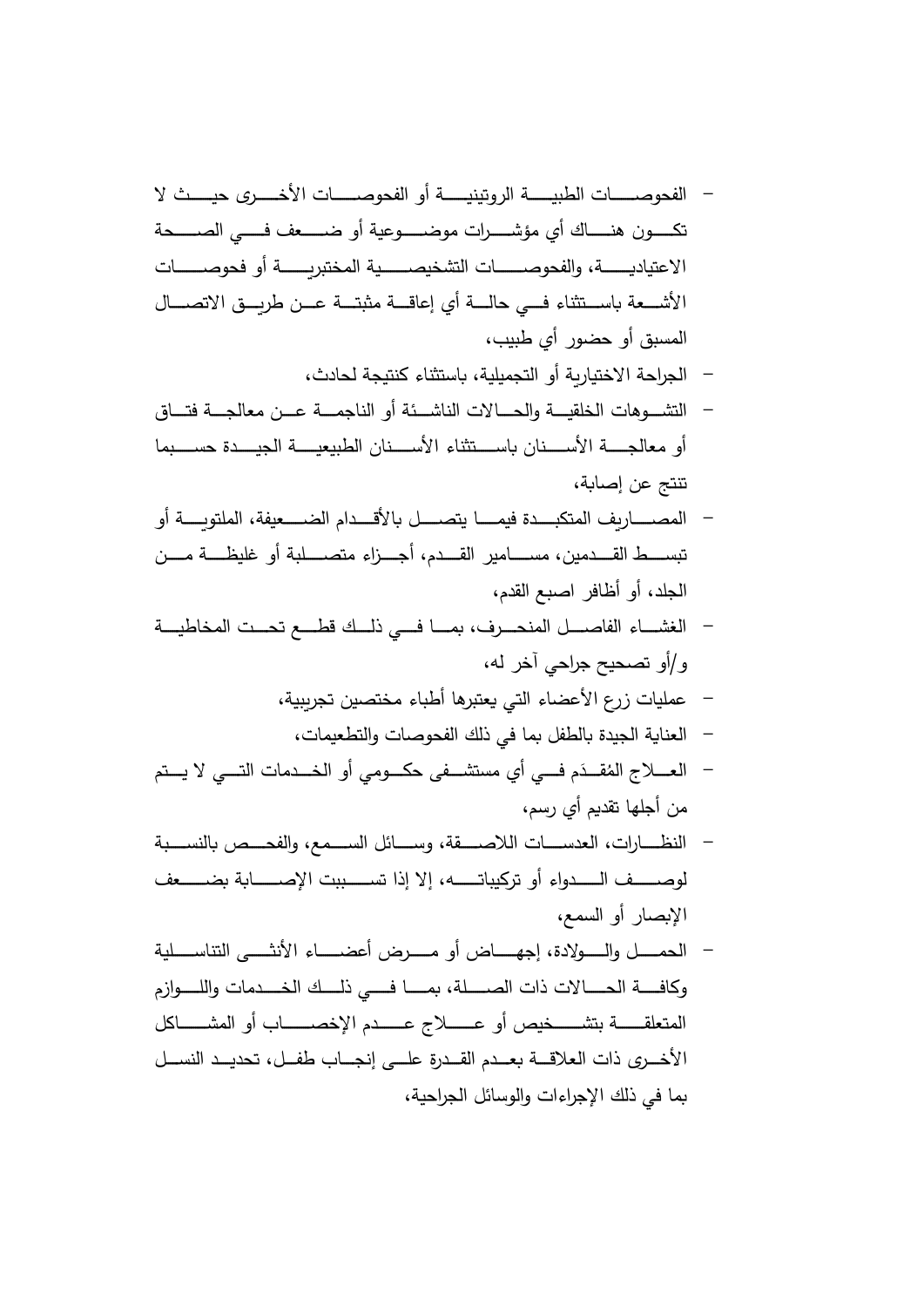- الفحوصات الطبية الروتينية أو الفحوصات الأخرى حيث لا تكون هناك أي مؤشرات موضوعية أو ضعف في الصحة الاعتيادية، والفحوصات التشخيصية المختبرية أو فحوصات الأشعة باستثناء في حالة أي إعاقة مثبتة عن طريق الاتصال المسبق أو حضور أي طبيب،
- الجراحة الاختيارية أو التجميلية، باستثناء كنتيجة لحادث،
- التشوهات الخلقية والحالات الناشئة أو الناجمة عن معالجة فتاق أو معالجة الأسنان باستثناء الأسنان الطبيعية الجيدة حسبما تنتج عن إصابة،
- المصاريف المتكبدة فيما يتصل بالأقدام الضعيفة، الملتوية أو تبسط القدمين، مسامير القدم، أجزاء متصلبة أو غليظة من الجلد، أو أظافر اصبع القدم،
- الغشاء الفاصل المنحرف، بما في ذلك قطع تحت المخاطية و/أو تصحيح جراحي آخر له،
- عمليات زرع الأعضاء التي يعتبرها أطباء مختصين تجريبية،
- العناية الجيدة بالطفل بما في ذلك الفحوصات والتطعيمات،
- العلاج المُقدَم في أي مستشفى حكومي أو الخدمات التي لا يتم من أجلها تقديم أي رسم،
- النظارات، العدسات اللاصقة، وسائل السمع، والفحص بالنسبة لوصف الدواء أو تركيباته، إلا إذا تسببت الإصابة بضعف الإبصار أو السمع،
- الحمل والولادة، إجهاض أو مرض أعضاء الأنثى التناسلية وكافة الحالات ذات الصلة، بما في ذلك الخدمات واللوازم المتعلقة بتشخيص أو علاج عدم الإخصاب أو المشاكل الأخرى ذات العلاقة بعدم القدرة على إنجاب طفل، تحديد النسل بما في ذلك الإجراءات والوسائل الجراحية،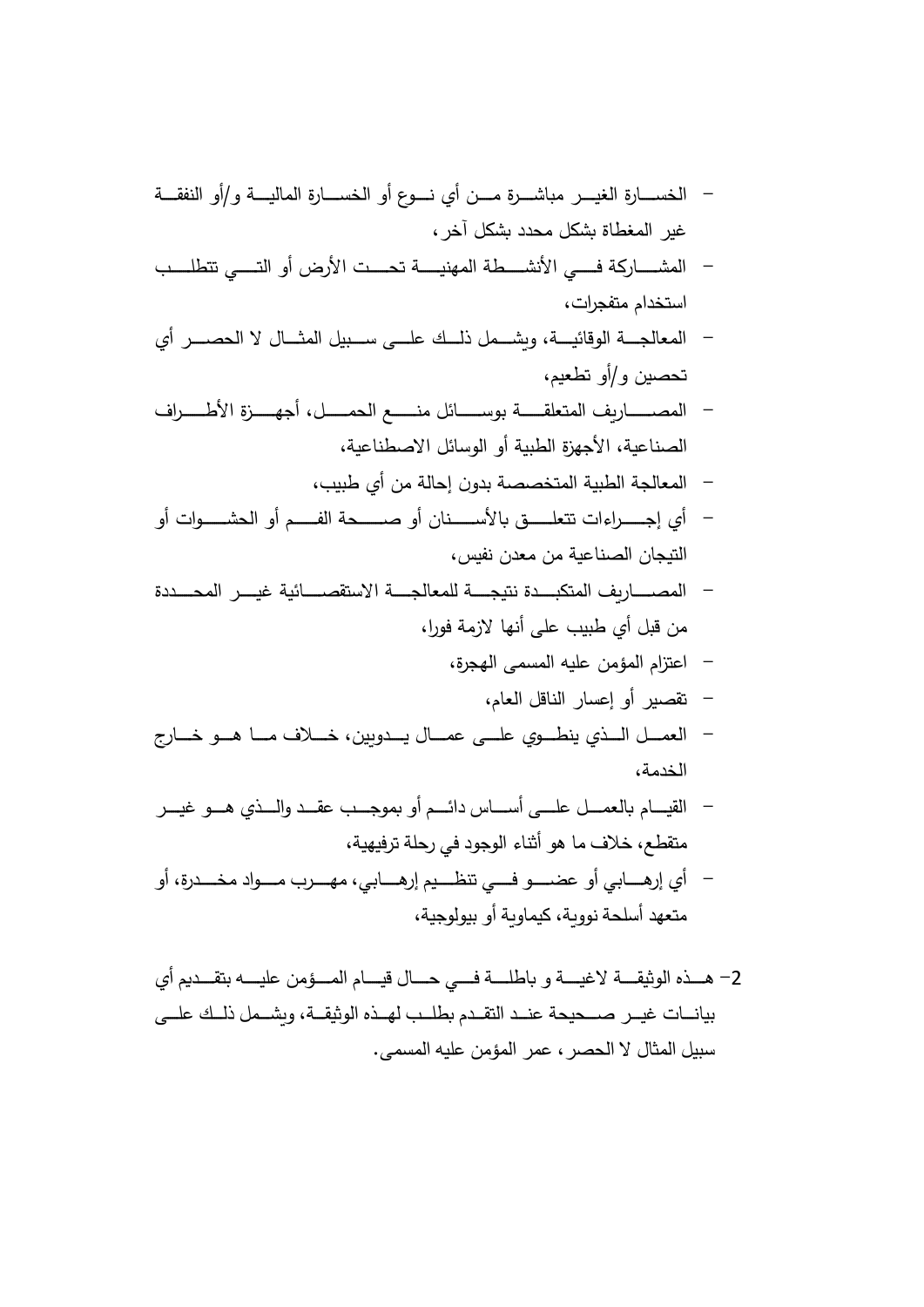- الخسارة الغير مباشرة من أي نوع أو الخسارة المالية و/أو النفقة غير المغطاة بشكل محدد بشكل آخر،
- المشاركة في الأنشطة المهنية تحت الأرض أو التي تتطلب استخدام متفجرات،
- المعالجة الوقائية، ويشمل ذلك على سبيل المثال لا الحصر أي تحصين و/أو تطعيم،
- المصاريف المتعلقة بوسائل منع الحمل، أجهزة الأطراف الصناعية، الأجهزة الطبية أو الوسائل الاصطناعية،
- المعالجة الطبية المتخصصة بدون إحالة من أي طبيب،
- أي إجراءات تتعلق بالأسنان أو صحة الفم أو الحشوات أو التيجان الصناعية من معدن نفيس،
- المصاريف المتكبدة نتيجة للمعالجة الاستقصائية غير المحددة من قبل أي طبيب على أنها لازمة فورا،
- اعتزام المؤمن عليه المسمى الهجرة،
- تقصير أو إعسار الناقل العام،
- العمل الذي ينطوي على عمال يدويين، خلاف ما هو خارج الخدمة،
- القيام بالعمل على أساس دائم أو بموجب عقد والذي هو غير متقطع، خلاف ما هو أثناء الوجود في رحلة ترفيهية،
- أي إرهابي أو عضو في تنظيم إرهابي، مهرب مواد مخدرة، أو متعهد أسلحة نووية، كيماوية أو بيولوجية،

2- هذه الوثيقة لاغية و باطلة في حال قيام المؤمن عليه بتقديم أي بيانات غير صحيحة عند التقدم بطلب لهذه الوثيقة، ويشمل ذلك على سبيل المثال لا الحصر، عمر المؤمن عليه المسمى.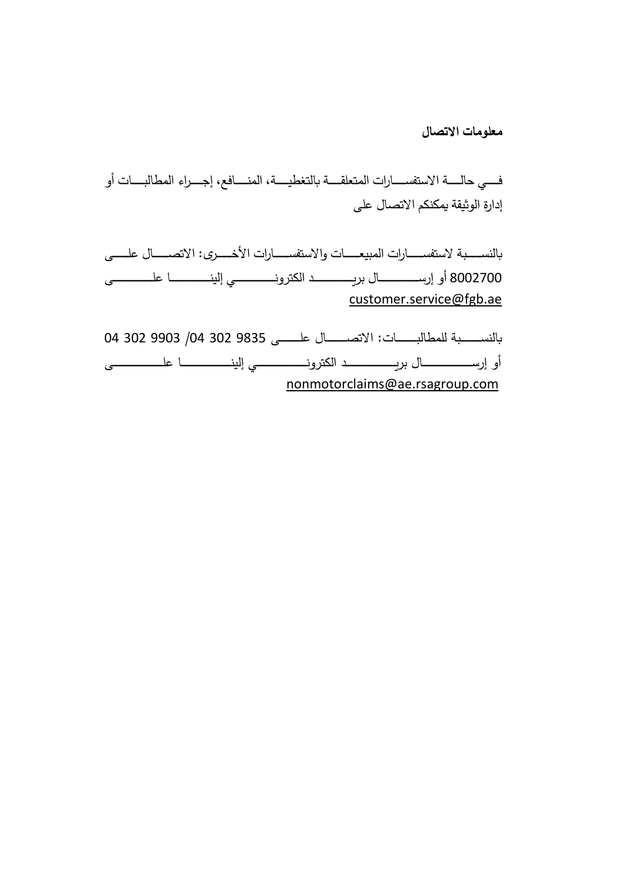**معلومات الاتصال**

في حالة الاستفسارات المتعلقة بالتغطية، المنافع، إجراء المطالبات أو إدارة الوثيقة يمكنكم الاتصال على

بالنسبة لاستفسارات المبيعات والاستفسارات الأخرى: الاتصال على 8002700 أو إرسال بريد الكتروني إلينا على customer.service@fgb.ae

بالنسبة للمطالبات: الاتصال على 9835 302 04 /9903 302 04 أو إرسال بريد الكتروني إلينا على nonmotorclaims@ae.rsagroup.com